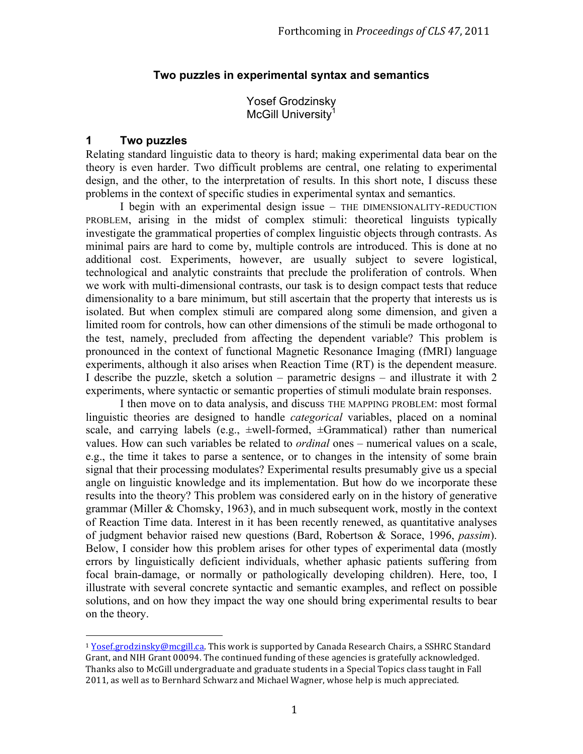Forthcoming in *Proceedings of CLS 47*, 2011

# Two puzzles in experimental syntax and semantics

Yosef Grodzinsky
McGill University[1]

## 1 Two puzzles

Relating standard linguistic data to theory is hard; making experimental data bear on the theory is even harder. Two difficult problems are central, one relating to experimental design, and the other, to the interpretation of results. In this short note, I discuss these problems in the context of specific studies in experimental syntax and semantics.

I begin with an experimental design issue – THE DIMENSIONALITY-REDUCTION PROBLEM, arising in the midst of complex stimuli: theoretical linguists typically investigate the grammatical properties of complex linguistic objects through contrasts. As minimal pairs are hard to come by, multiple controls are introduced. This is done at no additional cost. Experiments, however, are usually subject to severe logistical, technological and analytic constraints that preclude the proliferation of controls. When we work with multi-dimensional contrasts, our task is to design compact tests that reduce dimensionality to a bare minimum, but still ascertain that the property that interests us is isolated. But when complex stimuli are compared along some dimension, and given a limited room for controls, how can other dimensions of the stimuli be made orthogonal to the test, namely, precluded from affecting the dependent variable? This problem is pronounced in the context of functional Magnetic Resonance Imaging (fMRI) language experiments, although it also arises when Reaction Time (RT) is the dependent measure. I describe the puzzle, sketch a solution – parametric designs – and illustrate it with 2 experiments, where syntactic or semantic properties of stimuli modulate brain responses.

I then move on to data analysis, and discuss THE MAPPING PROBLEM: most formal linguistic theories are designed to handle *categorical* variables, placed on a nominal scale, and carrying labels (e.g., ±well-formed, ±Grammatical) rather than numerical values. How can such variables be related to *ordinal* ones – numerical values on a scale, e.g., the time it takes to parse a sentence, or to changes in the intensity of some brain signal that their processing modulates? Experimental results presumably give us a special angle on linguistic knowledge and its implementation. But how do we incorporate these results into the theory? This problem was considered early on in the history of generative grammar (Miller & Chomsky, 1963), and in much subsequent work, mostly in the context of Reaction Time data. Interest in it has been recently renewed, as quantitative analyses of judgment behavior raised new questions (Bard, Robertson & Sorace, 1996, *passim*). Below, I consider how this problem arises for other types of experimental data (mostly errors by linguistically deficient individuals, whether aphasic patients suffering from focal brain-damage, or normally or pathologically developing children). Here, too, I illustrate with several concrete syntactic and semantic examples, and reflect on possible solutions, and on how they impact the way one should bring experimental results to bear on the theory.

---

[1] Yosef.grodzinsky@mcgill.ca. This work is supported by Canada Research Chairs, a SSHRC Standard Grant, and NIH Grant 00094. The continued funding of these agencies is gratefully acknowledged. Thanks also to McGill undergraduate and graduate students in a Special Topics class taught in Fall 2011, as well as to Bernhard Schwarz and Michael Wagner, whose help is much appreciated.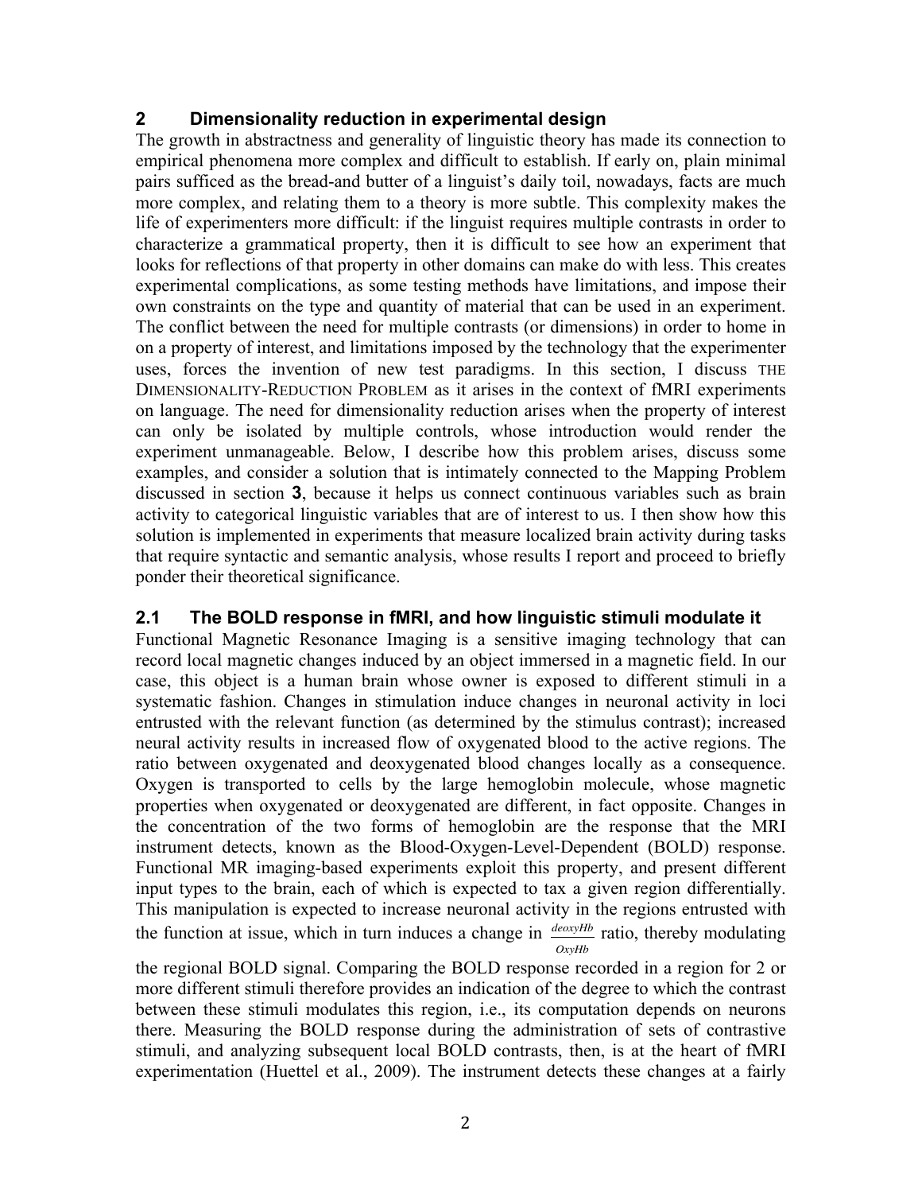## 2 Dimensionality reduction in experimental design

The growth in abstractness and generality of linguistic theory has made its connection to empirical phenomena more complex and difficult to establish. If early on, plain minimal pairs sufficed as the bread-and butter of a linguist's daily toil, nowadays, facts are much more complex, and relating them to a theory is more subtle. This complexity makes the life of experimenters more difficult: if the linguist requires multiple contrasts in order to characterize a grammatical property, then it is difficult to see how an experiment that looks for reflections of that property in other domains can make do with less. This creates experimental complications, as some testing methods have limitations, and impose their own constraints on the type and quantity of material that can be used in an experiment. The conflict between the need for multiple contrasts (or dimensions) in order to home in on a property of interest, and limitations imposed by the technology that the experimenter uses, forces the invention of new test paradigms. In this section, I discuss THE DIMENSIONALITY-REDUCTION PROBLEM as it arises in the context of fMRI experiments on language. The need for dimensionality reduction arises when the property of interest can only be isolated by multiple controls, whose introduction would render the experiment unmanageable. Below, I describe how this problem arises, discuss some examples, and consider a solution that is intimately connected to the Mapping Problem discussed in section **3**, because it helps us connect continuous variables such as brain activity to categorical linguistic variables that are of interest to us. I then show how this solution is implemented in experiments that measure localized brain activity during tasks that require syntactic and semantic analysis, whose results I report and proceed to briefly ponder their theoretical significance.

### 2.1 The BOLD response in fMRI, and how linguistic stimuli modulate it

Functional Magnetic Resonance Imaging is a sensitive imaging technology that can record local magnetic changes induced by an object immersed in a magnetic field. In our case, this object is a human brain whose owner is exposed to different stimuli in a systematic fashion. Changes in stimulation induce changes in neuronal activity in loci entrusted with the relevant function (as determined by the stimulus contrast); increased neural activity results in increased flow of oxygenated blood to the active regions. The ratio between oxygenated and deoxygenated blood changes locally as a consequence. Oxygen is transported to cells by the large hemoglobin molecule, whose magnetic properties when oxygenated or deoxygenated are different, in fact opposite. Changes in the concentration of the two forms of hemoglobin are the response that the MRI instrument detects, known as the Blood-Oxygen-Level-Dependent (BOLD) response. Functional MR imaging-based experiments exploit this property, and present different input types to the brain, each of which is expected to tax a given region differentially. This manipulation is expected to increase neuronal activity in the regions entrusted with the function at issue, which in turn induces a change in $\frac{deoxyHb}{OxyHb}$ ratio, thereby modulating the regional BOLD signal. Comparing the BOLD response recorded in a region for 2 or more different stimuli therefore provides an indication of the degree to which the contrast between these stimuli modulates this region, i.e., its computation depends on neurons there. Measuring the BOLD response during the administration of sets of contrastive stimuli, and analyzing subsequent local BOLD contrasts, then, is at the heart of fMRI experimentation (Huettel et al., 2009). The instrument detects these changes at a fairly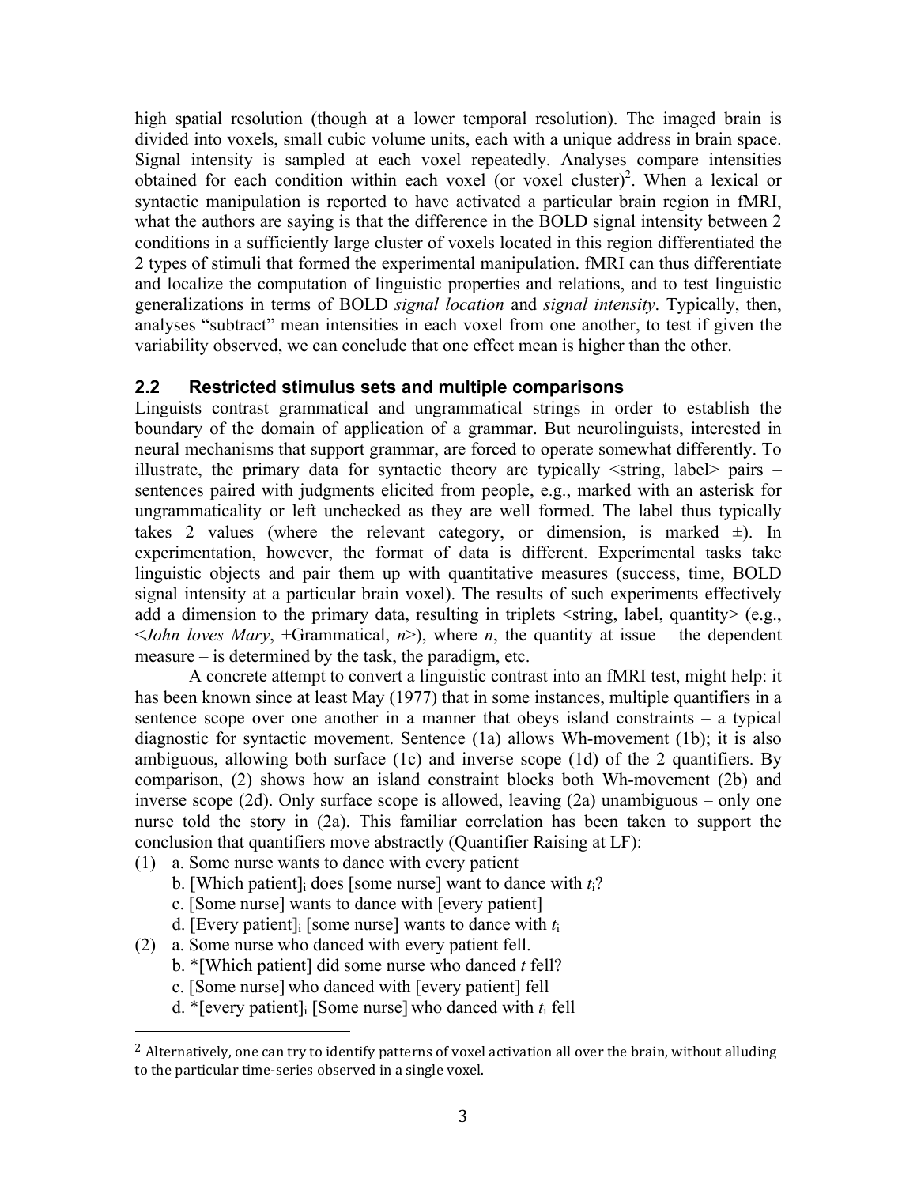high spatial resolution (though at a lower temporal resolution). The imaged brain is divided into voxels, small cubic volume units, each with a unique address in brain space. Signal intensity is sampled at each voxel repeatedly. Analyses compare intensities obtained for each condition within each voxel (or voxel cluster)[2]. When a lexical or syntactic manipulation is reported to have activated a particular brain region in fMRI, what the authors are saying is that the difference in the BOLD signal intensity between 2 conditions in a sufficiently large cluster of voxels located in this region differentiated the 2 types of stimuli that formed the experimental manipulation. fMRI can thus differentiate and localize the computation of linguistic properties and relations, and to test linguistic generalizations in terms of BOLD *signal location* and *signal intensity*. Typically, then, analyses "subtract" mean intensities in each voxel from one another, to test if given the variability observed, we can conclude that one effect mean is higher than the other.

## 2.2 Restricted stimulus sets and multiple comparisons

Linguists contrast grammatical and ungrammatical strings in order to establish the boundary of the domain of application of a grammar. But neurolinguists, interested in neural mechanisms that support grammar, are forced to operate somewhat differently. To illustrate, the primary data for syntactic theory are typically <string, label> pairs – sentences paired with judgments elicited from people, e.g., marked with an asterisk for ungrammaticality or left unchecked as they are well formed. The label thus typically takes 2 values (where the relevant category, or dimension, is marked ±). In experimentation, however, the format of data is different. Experimental tasks take linguistic objects and pair them up with quantitative measures (success, time, BOLD signal intensity at a particular brain voxel). The results of such experiments effectively add a dimension to the primary data, resulting in triplets <string, label, quantity> (e.g., <*John loves Mary*, +Grammatical, *n*>), where *n*, the quantity at issue – the dependent measure – is determined by the task, the paradigm, etc.

A concrete attempt to convert a linguistic contrast into an fMRI test, might help: it has been known since at least May (1977) that in some instances, multiple quantifiers in a sentence scope over one another in a manner that obeys island constraints – a typical diagnostic for syntactic movement. Sentence (1a) allows Wh-movement (1b); it is also ambiguous, allowing both surface (1c) and inverse scope (1d) of the 2 quantifiers. By comparison, (2) shows how an island constraint blocks both Wh-movement (2b) and inverse scope (2d). Only surface scope is allowed, leaving (2a) unambiguous – only one nurse told the story in (2a). This familiar correlation has been taken to support the conclusion that quantifiers move abstractly (Quantifier Raising at LF):

(1) a. Some nurse wants to dance with every patient
 b. [Which patient]$_i$ does [some nurse] want to dance with $t_i$?
 c. [Some nurse] wants to dance with [every patient]
 d. [Every patient]$_i$ [some nurse] wants to dance with $t_i$

(2) a. Some nurse who danced with every patient fell.
 b. *[Which patient] did some nurse who danced *t* fell?
 c. [Some nurse] who danced with [every patient] fell
 d. *[every patient]$_i$ [Some nurse] who danced with $t_i$ fell

[2] Alternatively, one can try to identify patterns of voxel activation all over the brain, without alluding to the particular time-series observed in a single voxel.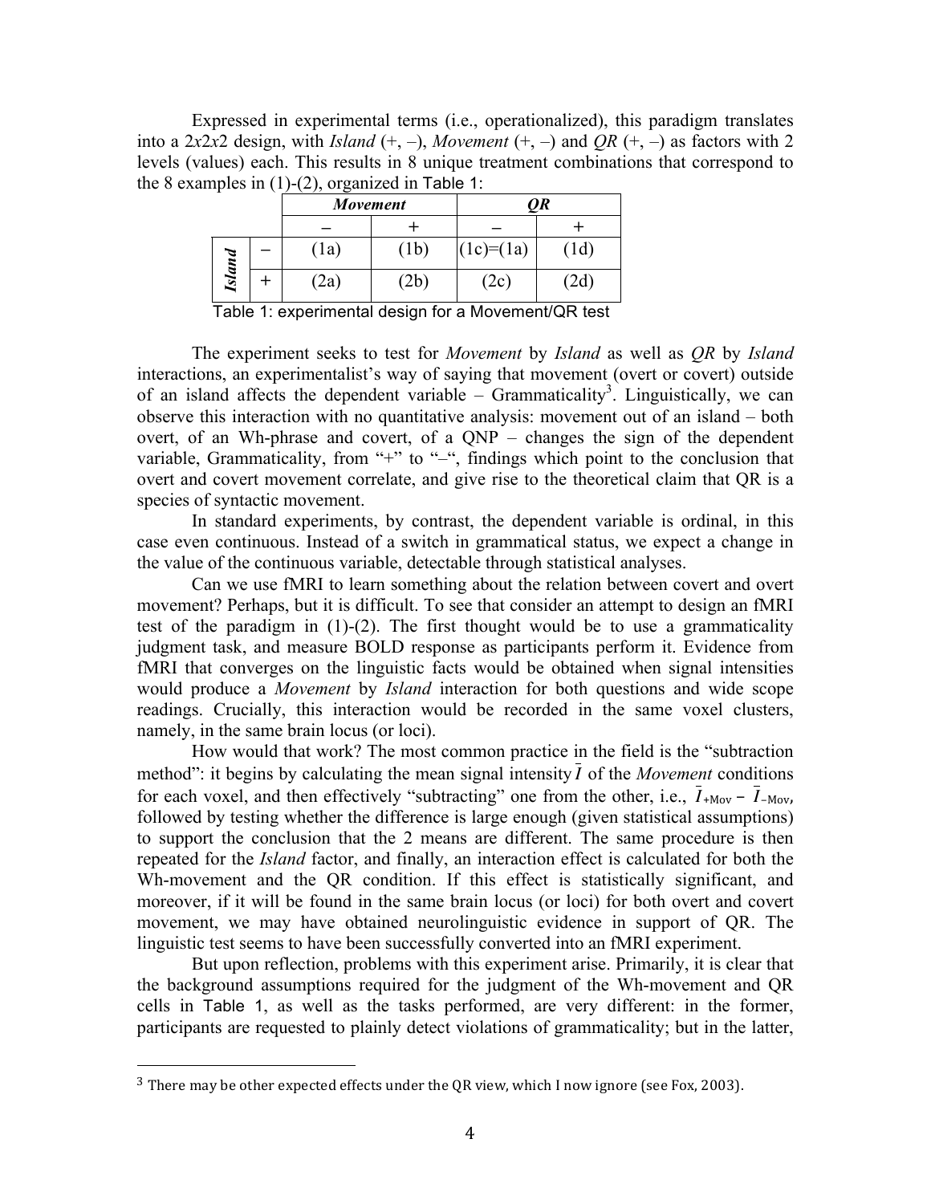Expressed in experimental terms (i.e., operationalized), this paradigm translates into a 2*x*2*x*2 design, with *Island* (+, –), *Movement* (+, –) and *QR* (+, –) as factors with 2 levels (values) each. This results in 8 unique treatment combinations that correspond to the 8 examples in (1)-(2), organized in Table 1:

| | | ***Movement*** | | ***QR*** | |
|---|---|---|---|---|---|
| | | – | + | – | + |
| ***Island*** | – | (1a) | (1b) | (1c)=(1a) | (1d) |
| | + | (2a) | (2b) | (2c) | (2d) |

Table 1: experimental design for a Movement/QR test

The experiment seeks to test for *Movement* by *Island* as well as *QR* by *Island* interactions, an experimentalist's way of saying that movement (overt or covert) outside of an island affects the dependent variable – Grammaticality[3]. Linguistically, we can observe this interaction with no quantitative analysis: movement out of an island – both overt, of an Wh-phrase and covert, of a QNP – changes the sign of the dependent variable, Grammaticality, from "+" to "–", findings which point to the conclusion that overt and covert movement correlate, and give rise to the theoretical claim that QR is a species of syntactic movement.

In standard experiments, by contrast, the dependent variable is ordinal, in this case even continuous. Instead of a switch in grammatical status, we expect a change in the value of the continuous variable, detectable through statistical analyses.

Can we use fMRI to learn something about the relation between covert and overt movement? Perhaps, but it is difficult. To see that consider an attempt to design an fMRI test of the paradigm in (1)-(2). The first thought would be to use a grammaticality judgment task, and measure BOLD response as participants perform it. Evidence from fMRI that converges on the linguistic facts would be obtained when signal intensities would produce a *Movement* by *Island* interaction for both questions and wide scope readings. Crucially, this interaction would be recorded in the same voxel clusters, namely, in the same brain locus (or loci).

How would that work? The most common practice in the field is the "subtraction method": it begins by calculating the mean signal intensity $\bar{I}$ of the *Movement* conditions for each voxel, and then effectively "subtracting" one from the other, i.e., $\bar{I}_{+\text{Mov}} - \bar{I}_{-\text{Mov}}$, followed by testing whether the difference is large enough (given statistical assumptions) to support the conclusion that the 2 means are different. The same procedure is then repeated for the *Island* factor, and finally, an interaction effect is calculated for both the Wh-movement and the QR condition. If this effect is statistically significant, and moreover, if it will be found in the same brain locus (or loci) for both overt and covert movement, we may have obtained neurolinguistic evidence in support of QR. The linguistic test seems to have been successfully converted into an fMRI experiment.

But upon reflection, problems with this experiment arise. Primarily, it is clear that the background assumptions required for the judgment of the Wh-movement and QR cells in Table 1, as well as the tasks performed, are very different: in the former, participants are requested to plainly detect violations of grammaticality; but in the latter,

[3] There may be other expected effects under the QR view, which I now ignore (see Fox, 2003).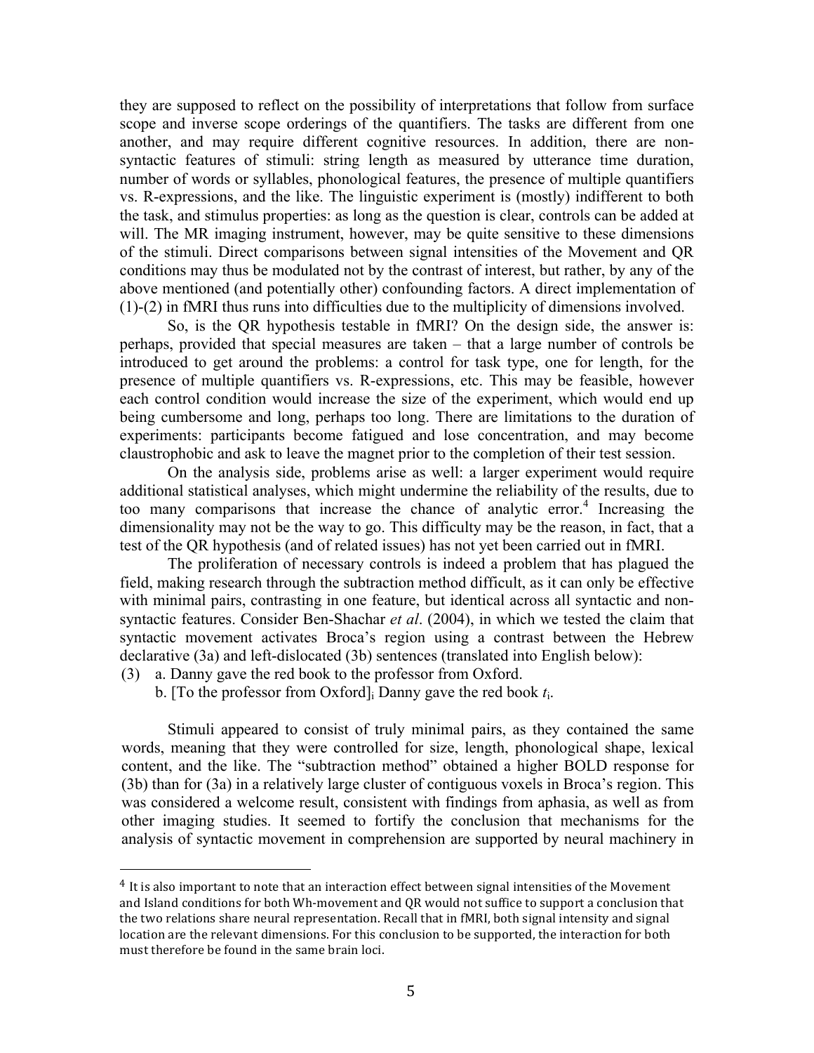they are supposed to reflect on the possibility of interpretations that follow from surface scope and inverse scope orderings of the quantifiers. The tasks are different from one another, and may require different cognitive resources. In addition, there are non-syntactic features of stimuli: string length as measured by utterance time duration, number of words or syllables, phonological features, the presence of multiple quantifiers vs. R-expressions, and the like. The linguistic experiment is (mostly) indifferent to both the task, and stimulus properties: as long as the question is clear, controls can be added at will. The MR imaging instrument, however, may be quite sensitive to these dimensions of the stimuli. Direct comparisons between signal intensities of the Movement and QR conditions may thus be modulated not by the contrast of interest, but rather, by any of the above mentioned (and potentially other) confounding factors. A direct implementation of (1)-(2) in fMRI thus runs into difficulties due to the multiplicity of dimensions involved.

So, is the QR hypothesis testable in fMRI? On the design side, the answer is: perhaps, provided that special measures are taken – that a large number of controls be introduced to get around the problems: a control for task type, one for length, for the presence of multiple quantifiers vs. R-expressions, etc. This may be feasible, however each control condition would increase the size of the experiment, which would end up being cumbersome and long, perhaps too long. There are limitations to the duration of experiments: participants become fatigued and lose concentration, and may become claustrophobic and ask to leave the magnet prior to the completion of their test session.

On the analysis side, problems arise as well: a larger experiment would require additional statistical analyses, which might undermine the reliability of the results, due to too many comparisons that increase the chance of analytic error.[4] Increasing the dimensionality may not be the way to go. This difficulty may be the reason, in fact, that a test of the QR hypothesis (and of related issues) has not yet been carried out in fMRI.

The proliferation of necessary controls is indeed a problem that has plagued the field, making research through the subtraction method difficult, as it can only be effective with minimal pairs, contrasting in one feature, but identical across all syntactic and non-syntactic features. Consider Ben-Shachar *et al*. (2004), in which we tested the claim that syntactic movement activates Broca's region using a contrast between the Hebrew declarative (3a) and left-dislocated (3b) sentences (translated into English below):

(3) a. Danny gave the red book to the professor from Oxford.
    b. [To the professor from Oxford]$_i$ Danny gave the red book $t_i$.

Stimuli appeared to consist of truly minimal pairs, as they contained the same words, meaning that they were controlled for size, length, phonological shape, lexical content, and the like. The "subtraction method" obtained a higher BOLD response for (3b) than for (3a) in a relatively large cluster of contiguous voxels in Broca's region. This was considered a welcome result, consistent with findings from aphasia, as well as from other imaging studies. It seemed to fortify the conclusion that mechanisms for the analysis of syntactic movement in comprehension are supported by neural machinery in

---

[4] It is also important to note that an interaction effect between signal intensities of the Movement and Island conditions for both Wh-movement and QR would not suffice to support a conclusion that the two relations share neural representation. Recall that in fMRI, both signal intensity and signal location are the relevant dimensions. For this conclusion to be supported, the interaction for both must therefore be found in the same brain loci.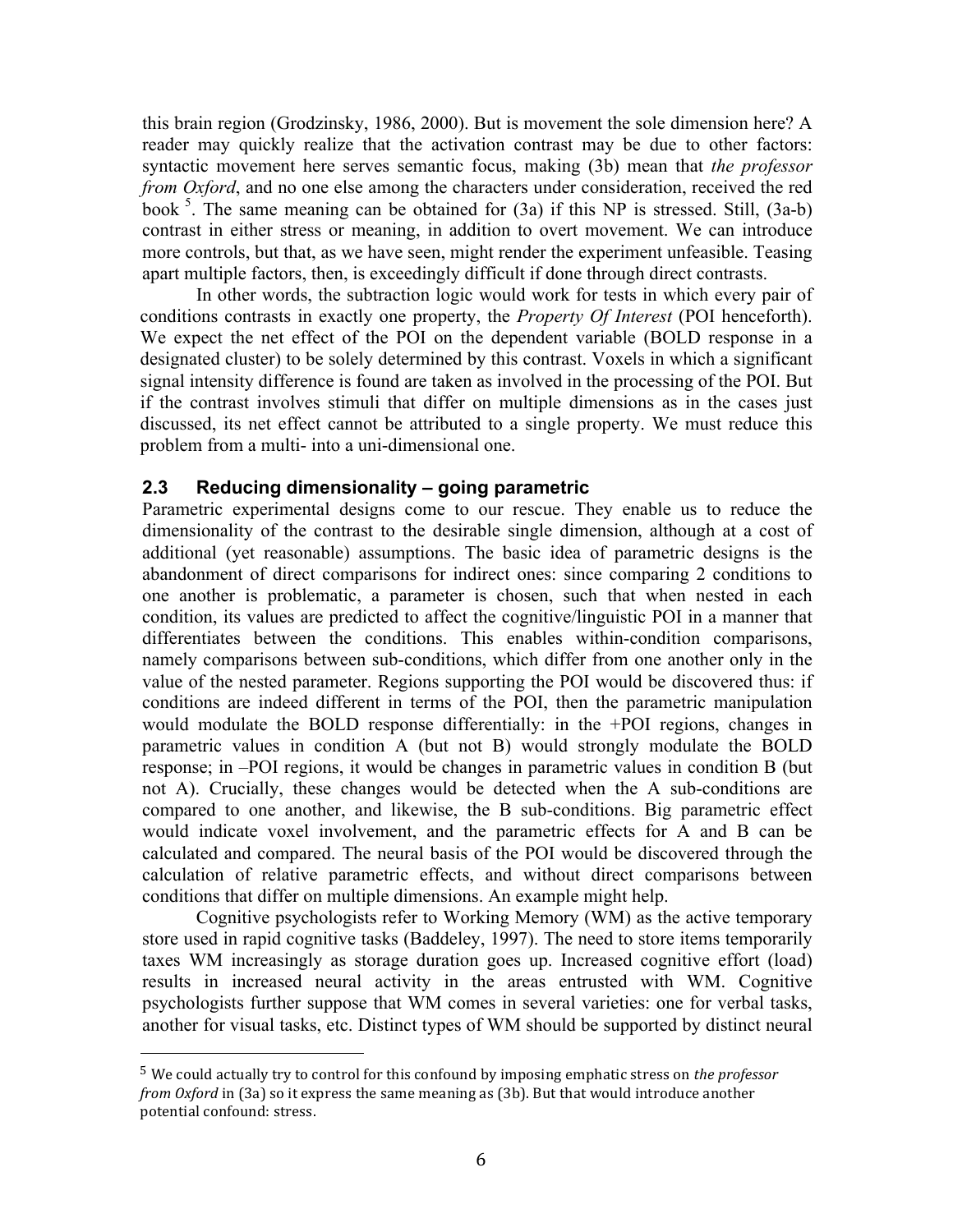this brain region (Grodzinsky, 1986, 2000). But is movement the sole dimension here? A reader may quickly realize that the activation contrast may be due to other factors: syntactic movement here serves semantic focus, making (3b) mean that *the professor from Oxford*, and no one else among the characters under consideration, received the red book [5]. The same meaning can be obtained for (3a) if this NP is stressed. Still, (3a-b) contrast in either stress or meaning, in addition to overt movement. We can introduce more controls, but that, as we have seen, might render the experiment unfeasible. Teasing apart multiple factors, then, is exceedingly difficult if done through direct contrasts.

In other words, the subtraction logic would work for tests in which every pair of conditions contrasts in exactly one property, the *Property Of Interest* (POI henceforth). We expect the net effect of the POI on the dependent variable (BOLD response in a designated cluster) to be solely determined by this contrast. Voxels in which a significant signal intensity difference is found are taken as involved in the processing of the POI. But if the contrast involves stimuli that differ on multiple dimensions as in the cases just discussed, its net effect cannot be attributed to a single property. We must reduce this problem from a multi- into a uni-dimensional one.

### 2.3 Reducing dimensionality – going parametric

Parametric experimental designs come to our rescue. They enable us to reduce the dimensionality of the contrast to the desirable single dimension, although at a cost of additional (yet reasonable) assumptions. The basic idea of parametric designs is the abandonment of direct comparisons for indirect ones: since comparing 2 conditions to one another is problematic, a parameter is chosen, such that when nested in each condition, its values are predicted to affect the cognitive/linguistic POI in a manner that differentiates between the conditions. This enables within-condition comparisons, namely comparisons between sub-conditions, which differ from one another only in the value of the nested parameter. Regions supporting the POI would be discovered thus: if conditions are indeed different in terms of the POI, then the parametric manipulation would modulate the BOLD response differentially: in the +POI regions, changes in parametric values in condition A (but not B) would strongly modulate the BOLD response; in –POI regions, it would be changes in parametric values in condition B (but not A). Crucially, these changes would be detected when the A sub-conditions are compared to one another, and likewise, the B sub-conditions. Big parametric effect would indicate voxel involvement, and the parametric effects for A and B can be calculated and compared. The neural basis of the POI would be discovered through the calculation of relative parametric effects, and without direct comparisons between conditions that differ on multiple dimensions. An example might help.

Cognitive psychologists refer to Working Memory (WM) as the active temporary store used in rapid cognitive tasks (Baddeley, 1997). The need to store items temporarily taxes WM increasingly as storage duration goes up. Increased cognitive effort (load) results in increased neural activity in the areas entrusted with WM. Cognitive psychologists further suppose that WM comes in several varieties: one for verbal tasks, another for visual tasks, etc. Distinct types of WM should be supported by distinct neural

---

[5] We could actually try to control for this confound by imposing emphatic stress on *the professor from Oxford* in (3a) so it express the same meaning as (3b). But that would introduce another potential confound: stress.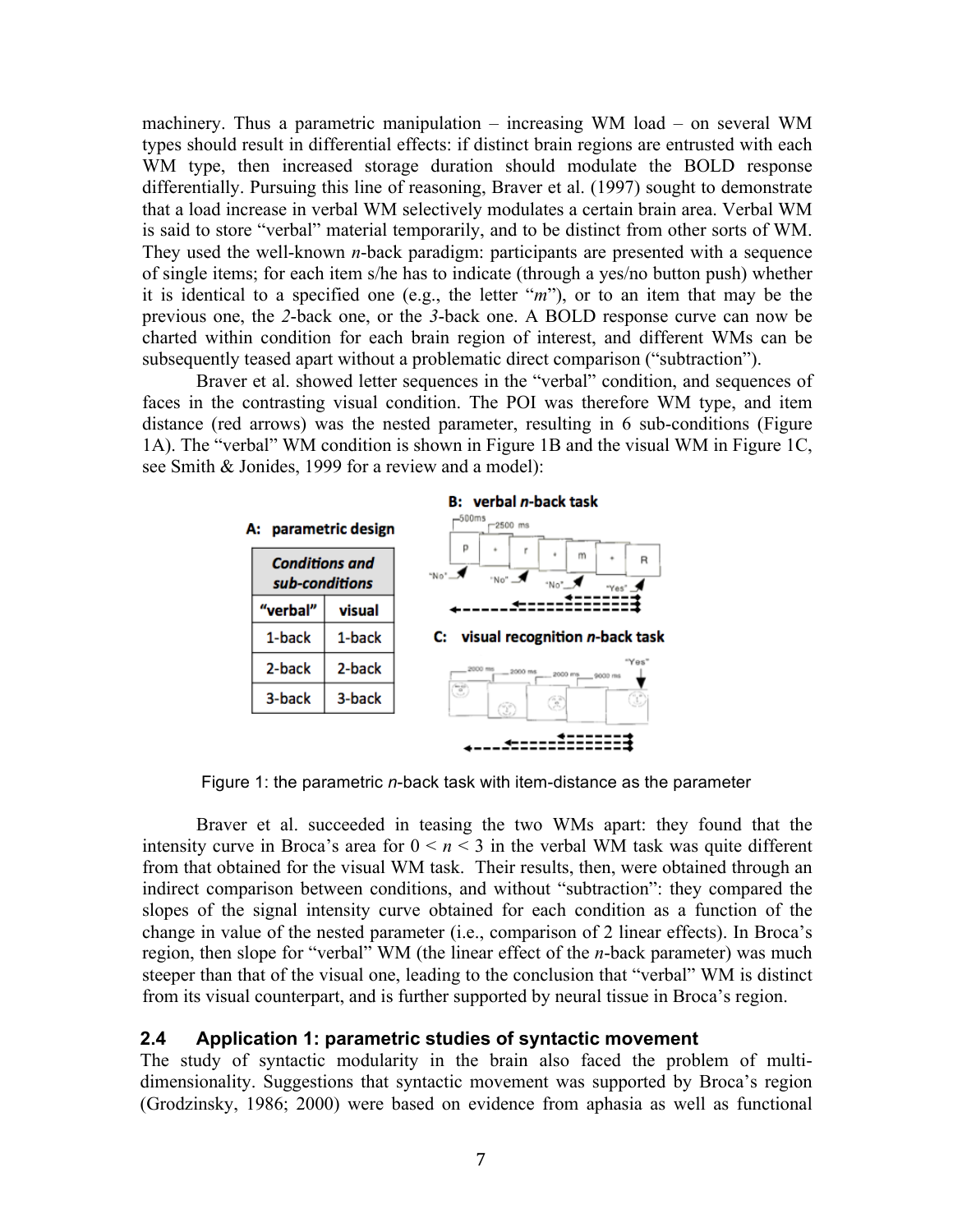machinery. Thus a parametric manipulation – increasing WM load – on several WM types should result in differential effects: if distinct brain regions are entrusted with each WM type, then increased storage duration should modulate the BOLD response differentially. Pursuing this line of reasoning, Braver et al. (1997) sought to demonstrate that a load increase in verbal WM selectively modulates a certain brain area. Verbal WM is said to store "verbal" material temporarily, and to be distinct from other sorts of WM. They used the well-known *n*-back paradigm: participants are presented with a sequence of single items; for each item s/he has to indicate (through a yes/no button push) whether it is identical to a specified one (e.g., the letter "*m*"), or to an item that may be the previous one, the *2*-back one, or the *3*-back one. A BOLD response curve can now be charted within condition for each brain region of interest, and different WMs can be subsequently teased apart without a problematic direct comparison ("subtraction").

Braver et al. showed letter sequences in the "verbal" condition, and sequences of faces in the contrasting visual condition. The POI was therefore WM type, and item distance (red arrows) was the nested parameter, resulting in 6 sub-conditions (Figure 1A). The "verbal" WM condition is shown in Figure 1B and the visual WM in Figure 1C, see Smith & Jonides, 1999 for a review and a model):

**A: parametric design**

| *Conditions and sub-conditions* | |
|---|---|
| **"verbal"** | **visual** |
| 1-back | 1-back |
| 2-back | 2-back |
| 3-back | 3-back |

**B: verbal *n*-back task**

**C: visual recognition *n*-back task**

Figure 1: the parametric *n*-back task with item-distance as the parameter

Braver et al. succeeded in teasing the two WMs apart: they found that the intensity curve in Broca's area for $0 < n < 3$ in the verbal WM task was quite different from that obtained for the visual WM task. Their results, then, were obtained through an indirect comparison between conditions, and without "subtraction": they compared the slopes of the signal intensity curve obtained for each condition as a function of the change in value of the nested parameter (i.e., comparison of 2 linear effects). In Broca's region, then slope for "verbal" WM (the linear effect of the *n*-back parameter) was much steeper than that of the visual one, leading to the conclusion that "verbal" WM is distinct from its visual counterpart, and is further supported by neural tissue in Broca's region.

### 2.4 Application 1: parametric studies of syntactic movement

The study of syntactic modularity in the brain also faced the problem of multi-dimensionality. Suggestions that syntactic movement was supported by Broca's region (Grodzinsky, 1986; 2000) were based on evidence from aphasia as well as functional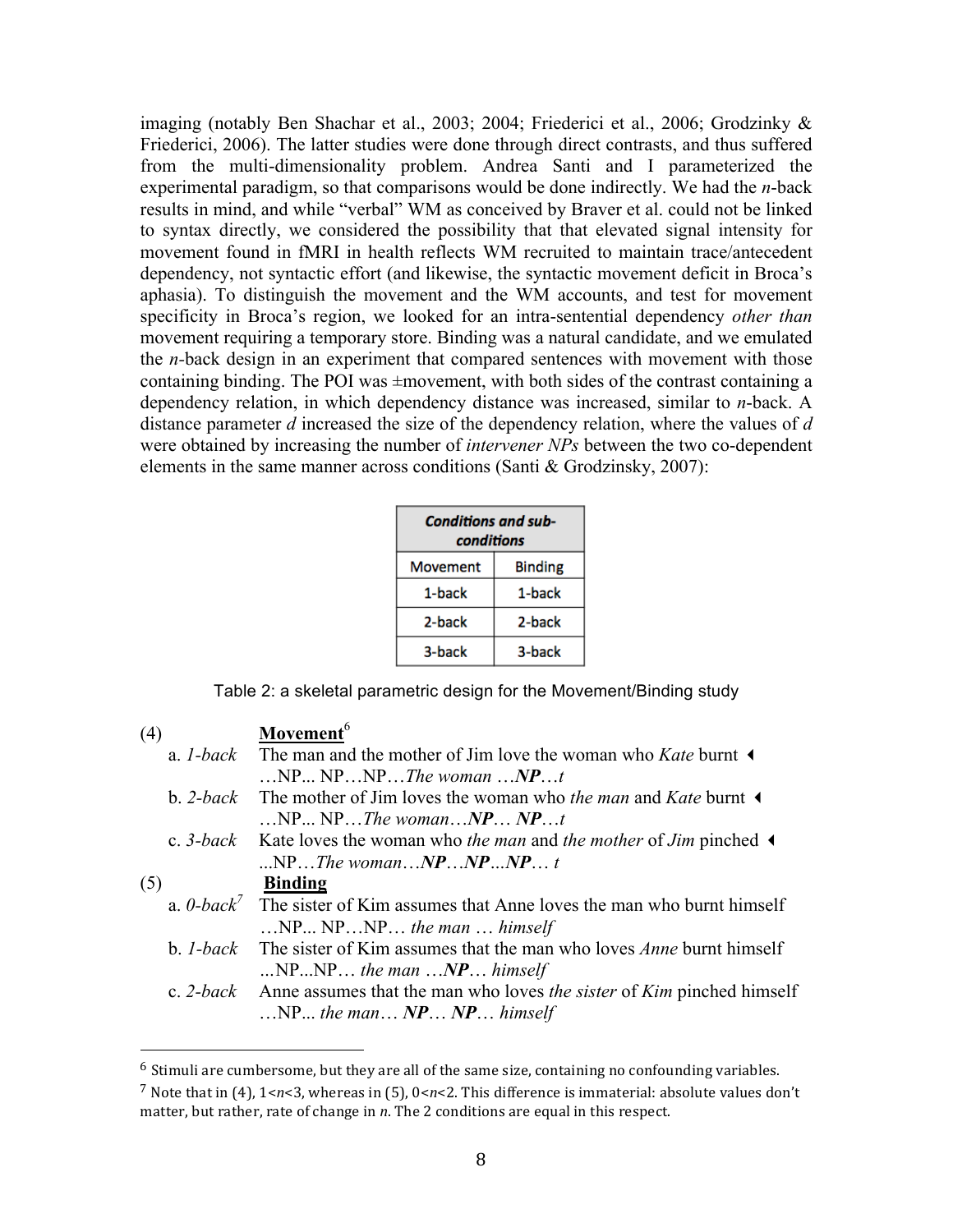imaging (notably Ben Shachar et al., 2003; 2004; Friederici et al., 2006; Grodzinky & Friederici, 2006). The latter studies were done through direct contrasts, and thus suffered from the multi-dimensionality problem. Andrea Santi and I parameterized the experimental paradigm, so that comparisons would be done indirectly. We had the *n*-back results in mind, and while "verbal" WM as conceived by Braver et al. could not be linked to syntax directly, we considered the possibility that that elevated signal intensity for movement found in fMRI in health reflects WM recruited to maintain trace/antecedent dependency, not syntactic effort (and likewise, the syntactic movement deficit in Broca's aphasia). To distinguish the movement and the WM accounts, and test for movement specificity in Broca's region, we looked for an intra-sentential dependency *other than* movement requiring a temporary store. Binding was a natural candidate, and we emulated the *n*-back design in an experiment that compared sentences with movement with those containing binding. The POI was ±movement, with both sides of the contrast containing a dependency relation, in which dependency distance was increased, similar to *n*-back. A distance parameter *d* increased the size of the dependency relation, where the values of *d* were obtained by increasing the number of *intervener NPs* between the two co-dependent elements in the same manner across conditions (Santi & Grodzinsky, 2007):

| ***Conditions and sub-conditions*** | |
|---|---|
| Movement | Binding |
| 1-back | 1-back |
| 2-back | 2-back |
| 3-back | 3-back |

Table 2: a skeletal parametric design for the Movement/Binding study

(4) **<u>Movement</u>**[6]

a. *1-back* The man and the mother of Jim love the woman who *Kate* burnt ◂
…NP... NP…NP…*The woman* …***NP***…*t*

b. *2-back* The mother of Jim loves the woman who *the man* and *Kate* burnt ◂
…NP... NP…*The woman*…***NP***… ***NP***…*t*

c. *3-back* Kate loves the woman who *the man* and *the mother* of *Jim* pinched ◂
...NP…*The woman*…***NP***…***NP***...***NP***… *t*

(5) **<u>Binding</u>**

a. *0-back*[7] The sister of Kim assumes that Anne loves the man who burnt himself
…NP... NP…NP… *the man* … *himself*

b. *1-back* The sister of Kim assumes that the man who loves *Anne* burnt himself
...NP...NP… *the man* …***NP***… *himself*

c. *2-back* Anne assumes that the man who loves *the sister* of *Kim* pinched himself
…NP... *the man*… ***NP***… ***NP***… *himself*

---

[6] Stimuli are cumbersome, but they are all of the same size, containing no confounding variables.

[7] Note that in (4), $1<n<3$, whereas in (5), $0<n<2$. This difference is immaterial: absolute values don't matter, but rather, rate of change in *n*. The 2 conditions are equal in this respect.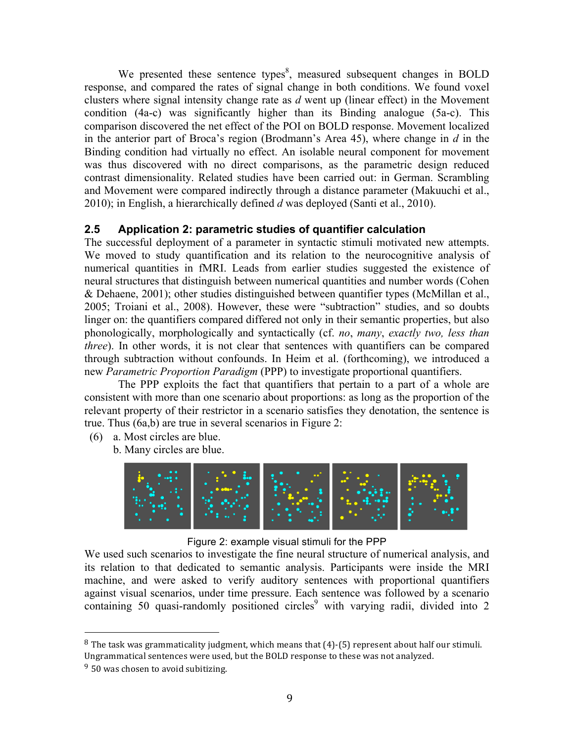We presented these sentence types[8], measured subsequent changes in BOLD response, and compared the rates of signal change in both conditions. We found voxel clusters where signal intensity change rate as *d* went up (linear effect) in the Movement condition (4a-c) was significantly higher than its Binding analogue (5a-c). This comparison discovered the net effect of the POI on BOLD response. Movement localized in the anterior part of Broca's region (Brodmann's Area 45), where change in *d* in the Binding condition had virtually no effect. An isolable neural component for movement was thus discovered with no direct comparisons, as the parametric design reduced contrast dimensionality. Related studies have been carried out: in German. Scrambling and Movement were compared indirectly through a distance parameter (Makuuchi et al., 2010); in English, a hierarchically defined *d* was deployed (Santi et al., 2010).

## 2.5 Application 2: parametric studies of quantifier calculation

The successful deployment of a parameter in syntactic stimuli motivated new attempts. We moved to study quantification and its relation to the neurocognitive analysis of numerical quantities in fMRI. Leads from earlier studies suggested the existence of neural structures that distinguish between numerical quantities and number words (Cohen & Dehaene, 2001); other studies distinguished between quantifier types (McMillan et al., 2005; Troiani et al., 2008). However, these were "subtraction" studies, and so doubts linger on: the quantifiers compared differed not only in their semantic properties, but also phonologically, morphologically and syntactically (cf. *no*, *many*, *exactly two, less than three*). In other words, it is not clear that sentences with quantifiers can be compared through subtraction without confounds. In Heim et al. (forthcoming), we introduced a new *Parametric Proportion Paradigm* (PPP) to investigate proportional quantifiers.

The PPP exploits the fact that quantifiers that pertain to a part of a whole are consistent with more than one scenario about proportions: as long as the proportion of the relevant property of their restrictor in a scenario satisfies they denotation, the sentence is true. Thus (6a,b) are true in several scenarios in Figure 2:

(6) a. Most circles are blue.
    b. Many circles are blue.

Figure 2: example visual stimuli for the PPP

We used such scenarios to investigate the fine neural structure of numerical analysis, and its relation to that dedicated to semantic analysis. Participants were inside the MRI machine, and were asked to verify auditory sentences with proportional quantifiers against visual scenarios, under time pressure. Each sentence was followed by a scenario containing 50 quasi-randomly positioned circles[9] with varying radii, divided into 2

---

[8] The task was grammaticality judgment, which means that (4)-(5) represent about half our stimuli. Ungrammatical sentences were used, but the BOLD response to these was not analyzed.

[9] 50 was chosen to avoid subitizing.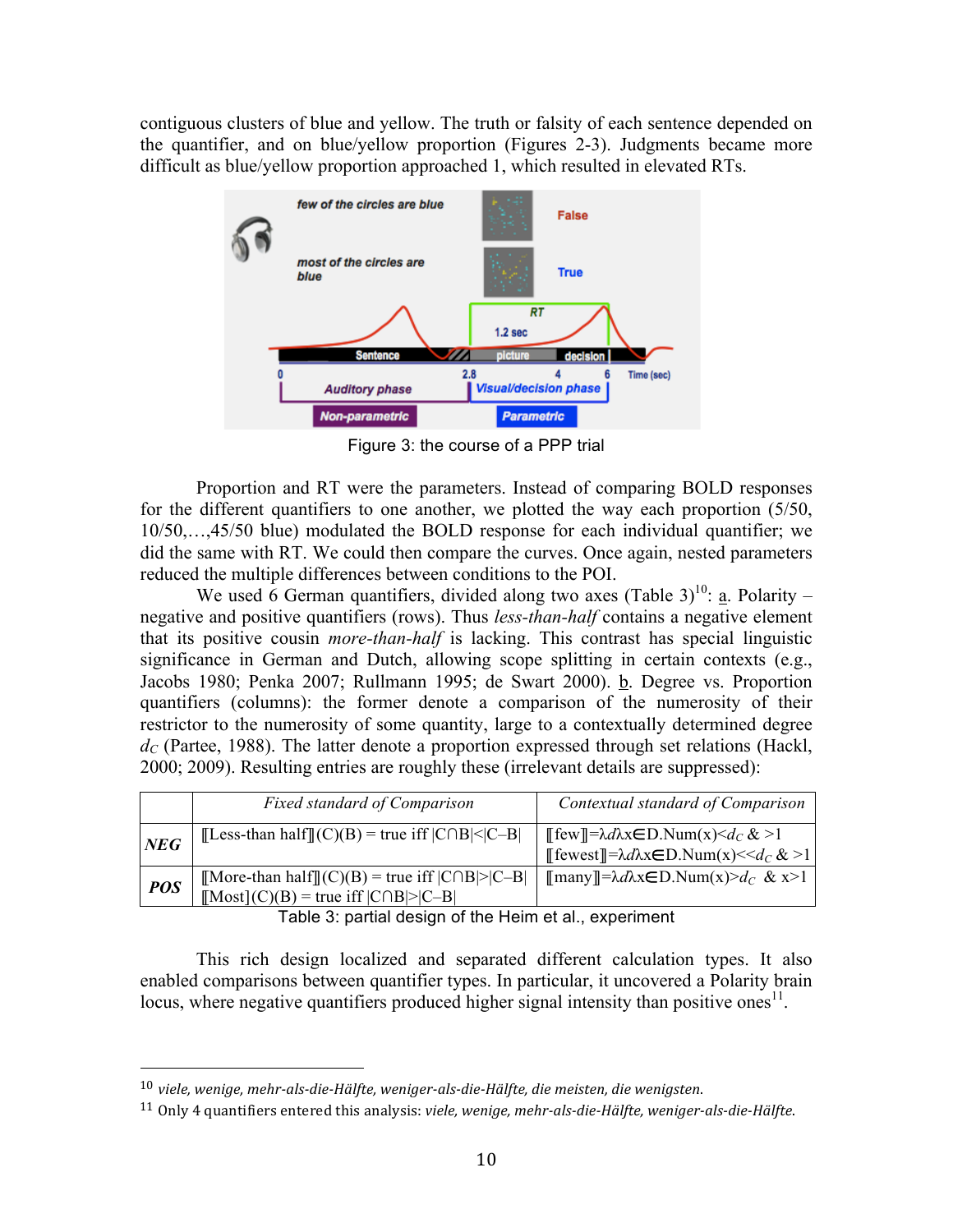contiguous clusters of blue and yellow. The truth or falsity of each sentence depended on the quantifier, and on blue/yellow proportion (Figures 2-3). Judgments became more difficult as blue/yellow proportion approached 1, which resulted in elevated RTs.

Figure 3: the course of a PPP trial

Proportion and RT were the parameters. Instead of comparing BOLD responses for the different quantifiers to one another, we plotted the way each proportion (5/50, 10/50,…,45/50 blue) modulated the BOLD response for each individual quantifier; we did the same with RT. We could then compare the curves. Once again, nested parameters reduced the multiple differences between conditions to the POI.

We used 6 German quantifiers, divided along two axes (Table 3)[10]: a. Polarity – negative and positive quantifiers (rows). Thus *less-than-half* contains a negative element that its positive cousin *more-than-half* is lacking. This contrast has special linguistic significance in German and Dutch, allowing scope splitting in certain contexts (e.g., Jacobs 1980; Penka 2007; Rullmann 1995; de Swart 2000). b. Degree vs. Proportion quantifiers (columns): the former denote a comparison of the numerosity of their restrictor to the numerosity of some quantity, large to a contextually determined degree $d_C$ (Partee, 1988). The latter denote a proportion expressed through set relations (Hackl, 2000; 2009). Resulting entries are roughly these (irrelevant details are suppressed):

| | *Fixed standard of Comparison* | *Contextual standard of Comparison* |
|---|---|---|
| ***NEG*** | ⟦Less-than half⟧(C)(B) = true iff $\lvert C \cap B\rvert < \lvert C - B\rvert$ | ⟦few⟧=$\lambda d \lambda x \in$D.Num(x)<$d_C$ & >1<br>⟦fewest⟧=$\lambda d \lambda x \in$D.Num(x)<<$d_C$ & >1 |
| ***POS*** | ⟦More-than half⟧(C)(B) = true iff $\lvert C \cap B\rvert > \lvert C - B\rvert$<br>⟦Most⟧(C)(B) = true iff $\lvert C \cap B\rvert > \lvert C - B\rvert$ | ⟦many⟧=$\lambda d \lambda x \in$D.Num(x)>$d_C$ & x>1 |

Table 3: partial design of the Heim et al., experiment

This rich design localized and separated different calculation types. It also enabled comparisons between quantifier types. In particular, it uncovered a Polarity brain locus, where negative quantifiers produced higher signal intensity than positive ones[11].

---

[10] *viele, wenige, mehr-als-die-Hälfte, weniger-als-die-Hälfte, die meisten, die wenigsten.*

[11] Only 4 quantifiers entered this analysis: *viele, wenige, mehr-als-die-Hälfte, weniger-als-die-Hälfte.*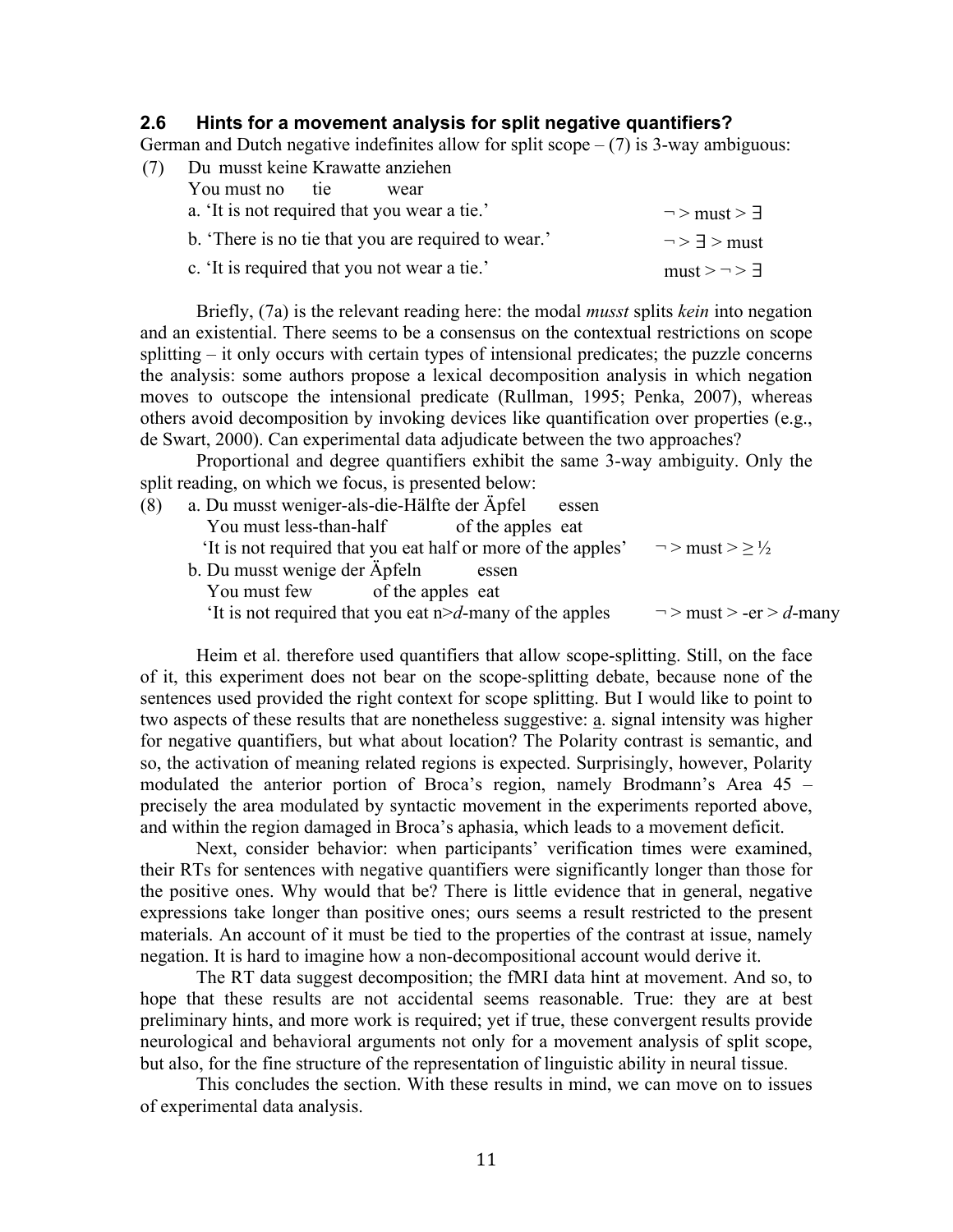### 2.6 Hints for a movement analysis for split negative quantifiers?

German and Dutch negative indefinites allow for split scope – (7) is 3-way ambiguous:

(7) Du musst keine Krawatte anziehen
    You must no tie wear
    a. 'It is not required that you wear a tie.' $\neg >$ must $> \exists$
    b. 'There is no tie that you are required to wear.' $\neg > \exists >$ must
    c. 'It is required that you not wear a tie.' must $> \neg > \exists$

Briefly, (7a) is the relevant reading here: the modal *musst* splits *kein* into negation and an existential. There seems to be a consensus on the contextual restrictions on scope splitting – it only occurs with certain types of intensional predicates; the puzzle concerns the analysis: some authors propose a lexical decomposition analysis in which negation moves to outscope the intensional predicate (Rullman, 1995; Penka, 2007), whereas others avoid decomposition by invoking devices like quantification over properties (e.g., de Swart, 2000). Can experimental data adjudicate between the two approaches?

Proportional and degree quantifiers exhibit the same 3-way ambiguity. Only the split reading, on which we focus, is presented below:

(8) a. Du musst weniger-als-die-Hälfte der Äpfel essen
       You must less-than-half of the apples eat
       'It is not required that you eat half or more of the apples' $\neg >$ must $> \geq ½$
    b. Du musst wenige der Äpfeln essen
       You must few of the apples eat
       'It is not required that you eat n>*d*-many of the apples $\neg >$ must $>$ -er $>$ *d*-many

Heim et al. therefore used quantifiers that allow scope-splitting. Still, on the face of it, this experiment does not bear on the scope-splitting debate, because none of the sentences used provided the right context for scope splitting. But I would like to point to two aspects of these results that are nonetheless suggestive: a. signal intensity was higher for negative quantifiers, but what about location? The Polarity contrast is semantic, and so, the activation of meaning related regions is expected. Surprisingly, however, Polarity modulated the anterior portion of Broca's region, namely Brodmann's Area 45 – precisely the area modulated by syntactic movement in the experiments reported above, and within the region damaged in Broca's aphasia, which leads to a movement deficit.

Next, consider behavior: when participants' verification times were examined, their RTs for sentences with negative quantifiers were significantly longer than those for the positive ones. Why would that be? There is little evidence that in general, negative expressions take longer than positive ones; ours seems a result restricted to the present materials. An account of it must be tied to the properties of the contrast at issue, namely negation. It is hard to imagine how a non-decompositional account would derive it.

The RT data suggest decomposition; the fMRI data hint at movement. And so, to hope that these results are not accidental seems reasonable. True: they are at best preliminary hints, and more work is required; yet if true, these convergent results provide neurological and behavioral arguments not only for a movement analysis of split scope, but also, for the fine structure of the representation of linguistic ability in neural tissue.

This concludes the section. With these results in mind, we can move on to issues of experimental data analysis.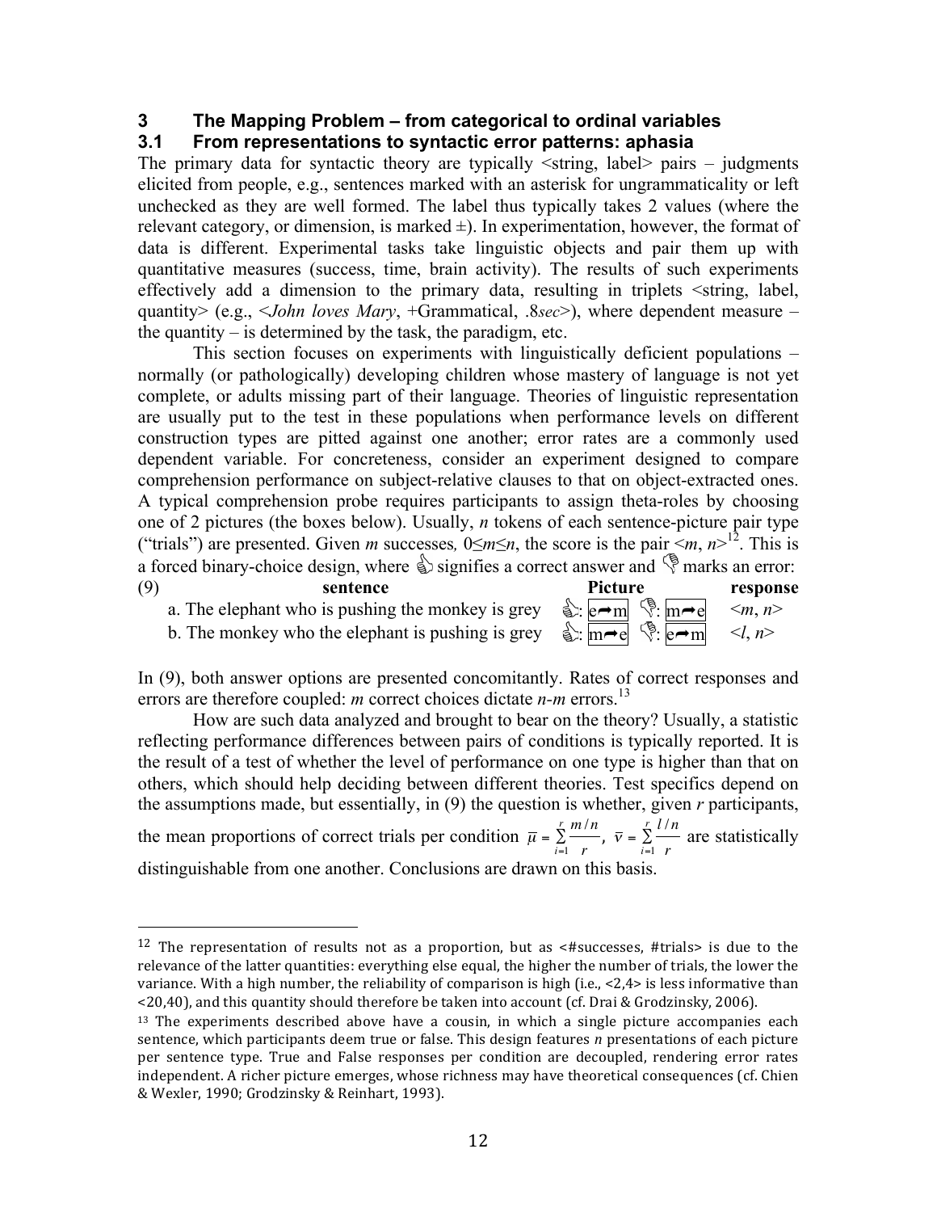## 3 The Mapping Problem – from categorical to ordinal variables

### 3.1 From representations to syntactic error patterns: aphasia

The primary data for syntactic theory are typically <string, label> pairs – judgments elicited from people, e.g., sentences marked with an asterisk for ungrammaticality or left unchecked as they are well formed. The label thus typically takes 2 values (where the relevant category, or dimension, is marked ±). In experimentation, however, the format of data is different. Experimental tasks take linguistic objects and pair them up with quantitative measures (success, time, brain activity). The results of such experiments effectively add a dimension to the primary data, resulting in triplets <string, label, quantity> (e.g., <*John loves Mary*, +Grammatical, .8*sec*>), where dependent measure – the quantity – is determined by the task, the paradigm, etc.

This section focuses on experiments with linguistically deficient populations – normally (or pathologically) developing children whose mastery of language is not yet complete, or adults missing part of their language. Theories of linguistic representation are usually put to the test in these populations when performance levels on different construction types are pitted against one another; error rates are a commonly used dependent variable. For concreteness, consider an experiment designed to compare comprehension performance on subject-relative clauses to that on object-extracted ones. A typical comprehension probe requires participants to assign theta-roles by choosing one of 2 pictures (the boxes below). Usually, *n* tokens of each sentence-picture pair type ("trials") are presented. Given *m* successes, $0 \leq m \leq n$, the score is the pair $<m, n>$[12]. This is a forced binary-choice design, where 👍 signifies a correct answer and 👎 marks an error:

| (9) | sentence | Picture | response |
|---|---|---|---|
| | a. The elephant who is pushing the monkey is grey | 👍: e➡m 👎: m➡e | $<m, n>$ |
| | b. The monkey who the elephant is pushing is grey | 👍: m➡e 👎: e➡m | $<l, n>$ |

In (9), both answer options are presented concomitantly. Rates of correct responses and errors are therefore coupled: *m* correct choices dictate *n-m* errors.[13]

How are such data analyzed and brought to bear on the theory? Usually, a statistic reflecting performance differences between pairs of conditions is typically reported. It is the result of a test of whether the level of performance on one type is higher than that on others, which should help deciding between different theories. Test specifics depend on the assumptions made, but essentially, in (9) the question is whether, given *r* participants, the mean proportions of correct trials per condition $\bar{\mu} = \sum_{i=1}^{r} \frac{m/n}{r}$, $\bar{\nu} = \sum_{i=1}^{r} \frac{l/n}{r}$ are statistically distinguishable from one another. Conclusions are drawn on this basis.

---

[12] The representation of results not as a proportion, but as <#successes, #trials> is due to the relevance of the latter quantities: everything else equal, the higher the number of trials, the lower the variance. With a high number, the reliability of comparison is high (i.e., <2,4> is less informative than <20,40), and this quantity should therefore be taken into account (cf. Drai & Grodzinsky, 2006).

[13] The experiments described above have a cousin, in which a single picture accompanies each sentence, which participants deem true or false. This design features *n* presentations of each picture per sentence type. True and False responses per condition are decoupled, rendering error rates independent. A richer picture emerges, whose richness may have theoretical consequences (cf. Chien & Wexler, 1990; Grodzinsky & Reinhart, 1993).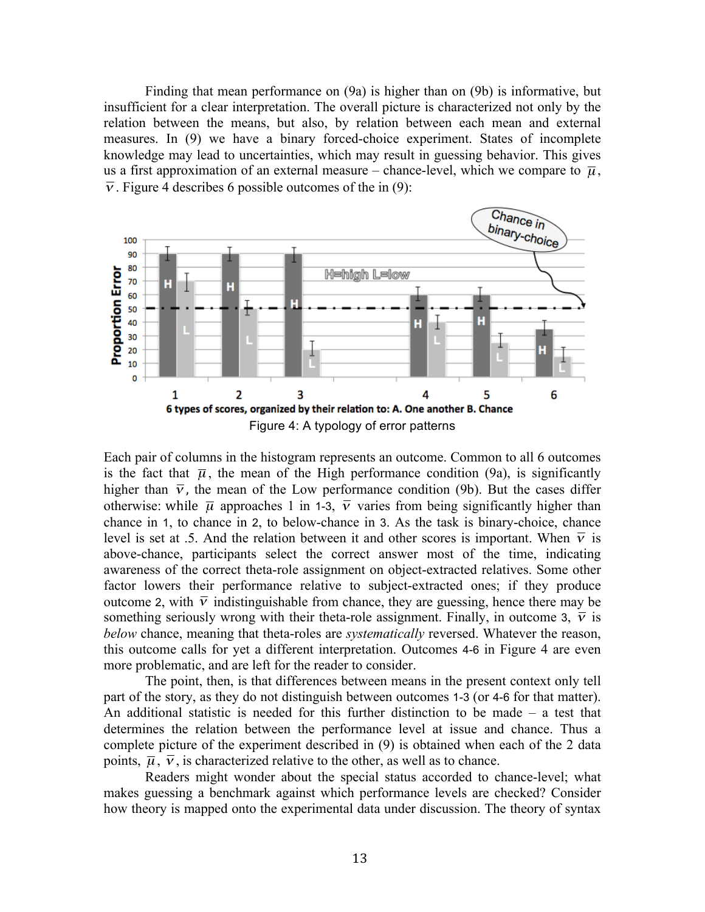Finding that mean performance on (9a) is higher than on (9b) is informative, but insufficient for a clear interpretation. The overall picture is characterized not only by the relation between the means, but also, by relation between each mean and external measures. In (9) we have a binary forced-choice experiment. States of incomplete knowledge may lead to uncertainties, which may result in guessing behavior. This gives us a first approximation of an external measure – chance-level, which we compare to $\overline{\mu}$, $\overline{\nu}$. Figure 4 describes 6 possible outcomes of the in (9):

Figure 4: A typology of error patterns

Each pair of columns in the histogram represents an outcome. Common to all 6 outcomes is the fact that $\overline{\mu}$, the mean of the High performance condition (9a), is significantly higher than $\overline{\nu}$, the mean of the Low performance condition (9b). But the cases differ otherwise: while $\overline{\mu}$ approaches 1 in 1-3, $\overline{\nu}$ varies from being significantly higher than chance in 1, to chance in 2, to below-chance in 3. As the task is binary-choice, chance level is set at .5. And the relation between it and other scores is important. When $\overline{\nu}$ is above-chance, participants select the correct answer most of the time, indicating awareness of the correct theta-role assignment on object-extracted relatives. Some other factor lowers their performance relative to subject-extracted ones; if they produce outcome 2, with $\overline{\nu}$ indistinguishable from chance, they are guessing, hence there may be something seriously wrong with their theta-role assignment. Finally, in outcome 3, $\overline{\nu}$ is *below* chance, meaning that theta-roles are *systematically* reversed. Whatever the reason, this outcome calls for yet a different interpretation. Outcomes 4-6 in Figure 4 are even more problematic, and are left for the reader to consider.

The point, then, is that differences between means in the present context only tell part of the story, as they do not distinguish between outcomes 1-3 (or 4-6 for that matter). An additional statistic is needed for this further distinction to be made – a test that determines the relation between the performance level at issue and chance. Thus a complete picture of the experiment described in (9) is obtained when each of the 2 data points, $\overline{\mu}$, $\overline{\nu}$, is characterized relative to the other, as well as to chance.

Readers might wonder about the special status accorded to chance-level; what makes guessing a benchmark against which performance levels are checked? Consider how theory is mapped onto the experimental data under discussion. The theory of syntax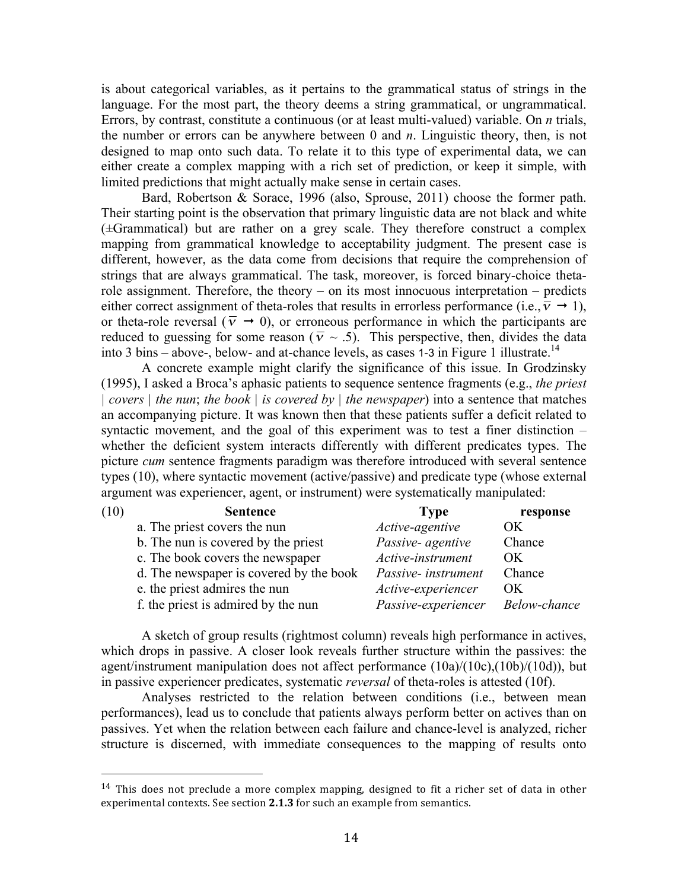is about categorical variables, as it pertains to the grammatical status of strings in the language. For the most part, the theory deems a string grammatical, or ungrammatical. Errors, by contrast, constitute a continuous (or at least multi-valued) variable. On *n* trials, the number or errors can be anywhere between 0 and *n*. Linguistic theory, then, is not designed to map onto such data. To relate it to this type of experimental data, we can either create a complex mapping with a rich set of prediction, or keep it simple, with limited predictions that might actually make sense in certain cases.

Bard, Robertson & Sorace, 1996 (also, Sprouse, 2011) choose the former path. Their starting point is the observation that primary linguistic data are not black and white (±Grammatical) but are rather on a grey scale. They therefore construct a complex mapping from grammatical knowledge to acceptability judgment. The present case is different, however, as the data come from decisions that require the comprehension of strings that are always grammatical. The task, moreover, is forced binary-choice theta-role assignment. Therefore, the theory – on its most innocuous interpretation – predicts either correct assignment of theta-roles that results in errorless performance (i.e., $\bar{v} \rightarrow 1$), or theta-role reversal ($\bar{v} \rightarrow 0$), or erroneous performance in which the participants are reduced to guessing for some reason ($\bar{v} \sim .5$). This perspective, then, divides the data into 3 bins – above-, below- and at-chance levels, as cases 1-3 in Figure 1 illustrate.[14]

A concrete example might clarify the significance of this issue. In Grodzinsky (1995), I asked a Broca's aphasic patients to sequence sentence fragments (e.g., *the priest | covers | the nun*; *the book | is covered by | the newspaper*) into a sentence that matches an accompanying picture. It was known then that these patients suffer a deficit related to syntactic movement, and the goal of this experiment was to test a finer distinction – whether the deficient system interacts differently with different predicates types. The picture *cum* sentence fragments paradigm was therefore introduced with several sentence types (10), where syntactic movement (active/passive) and predicate type (whose external argument was experiencer, agent, or instrument) were systematically manipulated:

| (10) | **Sentence** | **Type** | **response** |
|---|---|---|---|
| | a. The priest covers the nun | *Active-agentive* | OK |
| | b. The nun is covered by the priest | *Passive- agentive* | Chance |
| | c. The book covers the newspaper | *Active-instrument* | OK |
| | d. The newspaper is covered by the book | *Passive- instrument* | Chance |
| | e. the priest admires the nun | *Active-experiencer* | OK |
| | f. the priest is admired by the nun | *Passive-experiencer* | *Below-chance* |

A sketch of group results (rightmost column) reveals high performance in actives, which drops in passive. A closer look reveals further structure within the passives: the agent/instrument manipulation does not affect performance (10a)/(10c),(10b)/(10d)), but in passive experiencer predicates, systematic *reversal* of theta-roles is attested (10f).

Analyses restricted to the relation between conditions (i.e., between mean performances), lead us to conclude that patients always perform better on actives than on passives. Yet when the relation between each failure and chance-level is analyzed, richer structure is discerned, with immediate consequences to the mapping of results onto

[14] This does not preclude a more complex mapping, designed to fit a richer set of data in other experimental contexts. See section **2.1.3** for such an example from semantics.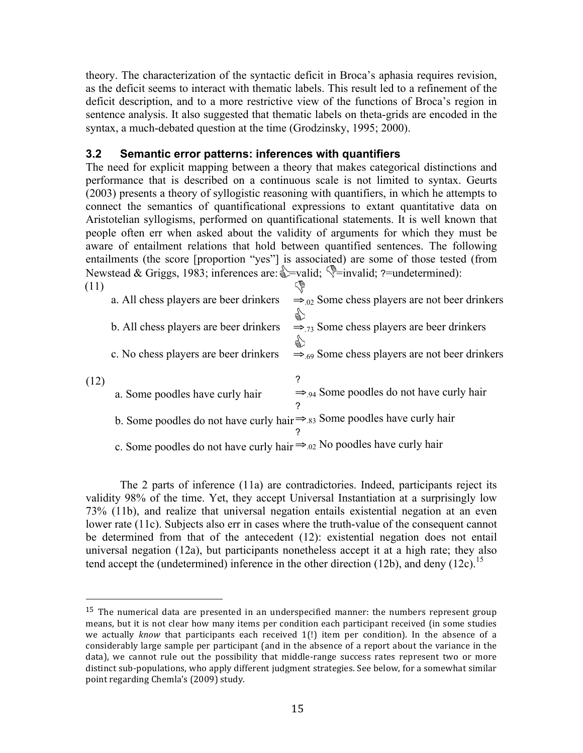theory. The characterization of the syntactic deficit in Broca's aphasia requires revision, as the deficit seems to interact with thematic labels. This result led to a refinement of the deficit description, and to a more restrictive view of the functions of Broca's region in sentence analysis. It also suggested that thematic labels on theta-grids are encoded in the syntax, a much-debated question at the time (Grodzinsky, 1995; 2000).

### 3.2 Semantic error patterns: inferences with quantifiers

The need for explicit mapping between a theory that makes categorical distinctions and performance that is described on a continuous scale is not limited to syntax. Geurts (2003) presents a theory of syllogistic reasoning with quantifiers, in which he attempts to connect the semantics of quantificational expressions to extant quantitative data on Aristotelian syllogisms, performed on quantificational statements. It is well known that people often err when asked about the validity of arguments for which they must be aware of entailment relations that hold between quantified sentences. The following entailments (the score [proportion "yes"] is associated) are some of those tested (from Newstead & Griggs, 1983; inferences are: 👍=valid; 👎=invalid; ?=undetermined):

(11)

a. All chess players are beer drinkers 👎 $\Rightarrow_{.02}$ Some chess players are not beer drinkers

b. All chess players are beer drinkers 👍 $\Rightarrow_{.73}$ Some chess players are beer drinkers

c. No chess players are beer drinkers 👍 $\Rightarrow_{.69}$ Some chess players are not beer drinkers

(12)

a. Some poodles have curly hair ? $\Rightarrow_{.94}$ Some poodles do not have curly hair

b. Some poodles do not have curly hair ? $\Rightarrow_{.83}$ Some poodles have curly hair

c. Some poodles do not have curly hair ? $\Rightarrow_{.02}$ No poodles have curly hair

The 2 parts of inference (11a) are contradictories. Indeed, participants reject its validity 98% of the time. Yet, they accept Universal Instantiation at a surprisingly low 73% (11b), and realize that universal negation entails existential negation at an even lower rate (11c). Subjects also err in cases where the truth-value of the consequent cannot be determined from that of the antecedent (12): existential negation does not entail universal negation (12a), but participants nonetheless accept it at a high rate; they also tend accept the (undetermined) inference in the other direction (12b), and deny (12c).[15]

---

[15] The numerical data are presented in an underspecified manner: the numbers represent group means, but it is not clear how many items per condition each participant received (in some studies we actually *know* that participants each received 1(!) item per condition). In the absence of a considerably large sample per participant (and in the absence of a report about the variance in the data), we cannot rule out the possibility that middle-range success rates represent two or more distinct sub-populations, who apply different judgment strategies. See below, for a somewhat similar point regarding Chemla's (2009) study.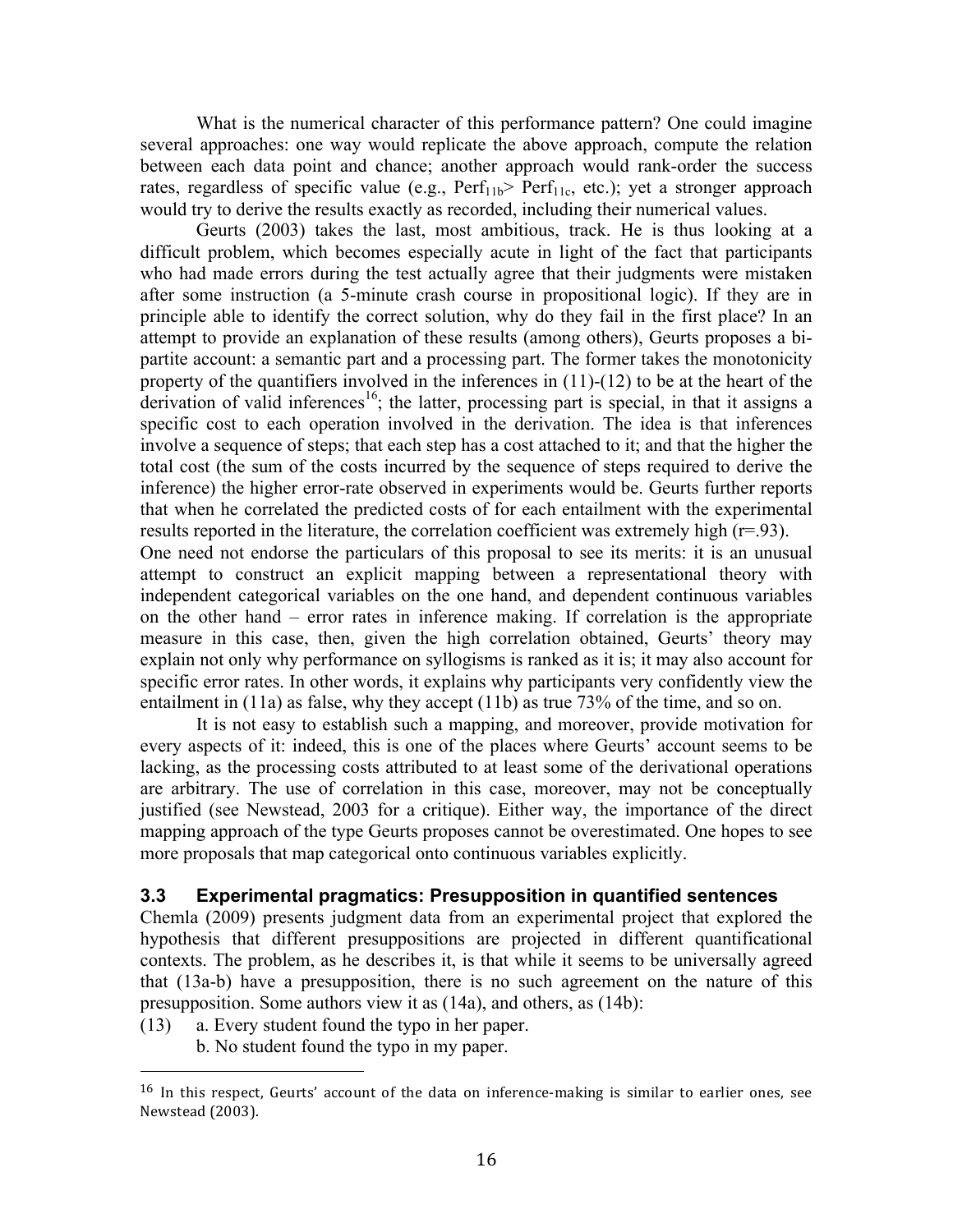What is the numerical character of this performance pattern? One could imagine several approaches: one way would replicate the above approach, compute the relation between each data point and chance; another approach would rank-order the success rates, regardless of specific value (e.g., $Perf_{11b} > Perf_{11c}$, etc.); yet a stronger approach would try to derive the results exactly as recorded, including their numerical values.

Geurts (2003) takes the last, most ambitious, track. He is thus looking at a difficult problem, which becomes especially acute in light of the fact that participants who had made errors during the test actually agree that their judgments were mistaken after some instruction (a 5-minute crash course in propositional logic). If they are in principle able to identify the correct solution, why do they fail in the first place? In an attempt to provide an explanation of these results (among others), Geurts proposes a bi-partite account: a semantic part and a processing part. The former takes the monotonicity property of the quantifiers involved in the inferences in (11)-(12) to be at the heart of the derivation of valid inferences[16]; the latter, processing part is special, in that it assigns a specific cost to each operation involved in the derivation. The idea is that inferences involve a sequence of steps; that each step has a cost attached to it; and that the higher the total cost (the sum of the costs incurred by the sequence of steps required to derive the inference) the higher error-rate observed in experiments would be. Geurts further reports that when he correlated the predicted costs of for each entailment with the experimental results reported in the literature, the correlation coefficient was extremely high (r=.93).

One need not endorse the particulars of this proposal to see its merits: it is an unusual attempt to construct an explicit mapping between a representational theory with independent categorical variables on the one hand, and dependent continuous variables on the other hand – error rates in inference making. If correlation is the appropriate measure in this case, then, given the high correlation obtained, Geurts' theory may explain not only why performance on syllogisms is ranked as it is; it may also account for specific error rates. In other words, it explains why participants very confidently view the entailment in (11a) as false, why they accept (11b) as true 73% of the time, and so on.

It is not easy to establish such a mapping, and moreover, provide motivation for every aspects of it: indeed, this is one of the places where Geurts' account seems to be lacking, as the processing costs attributed to at least some of the derivational operations are arbitrary. The use of correlation in this case, moreover, may not be conceptually justified (see Newstead, 2003 for a critique). Either way, the importance of the direct mapping approach of the type Geurts proposes cannot be overestimated. One hopes to see more proposals that map categorical onto continuous variables explicitly.

### 3.3 Experimental pragmatics: Presupposition in quantified sentences

Chemla (2009) presents judgment data from an experimental project that explored the hypothesis that different presuppositions are projected in different quantificational contexts. The problem, as he describes it, is that while it seems to be universally agreed that (13a-b) have a presupposition, there is no such agreement on the nature of this presupposition. Some authors view it as (14a), and others, as (14b):

(13) a. Every student found the typo in her paper.
 b. No student found the typo in my paper.

---

[16] In this respect, Geurts' account of the data on inference-making is similar to earlier ones, see Newstead (2003).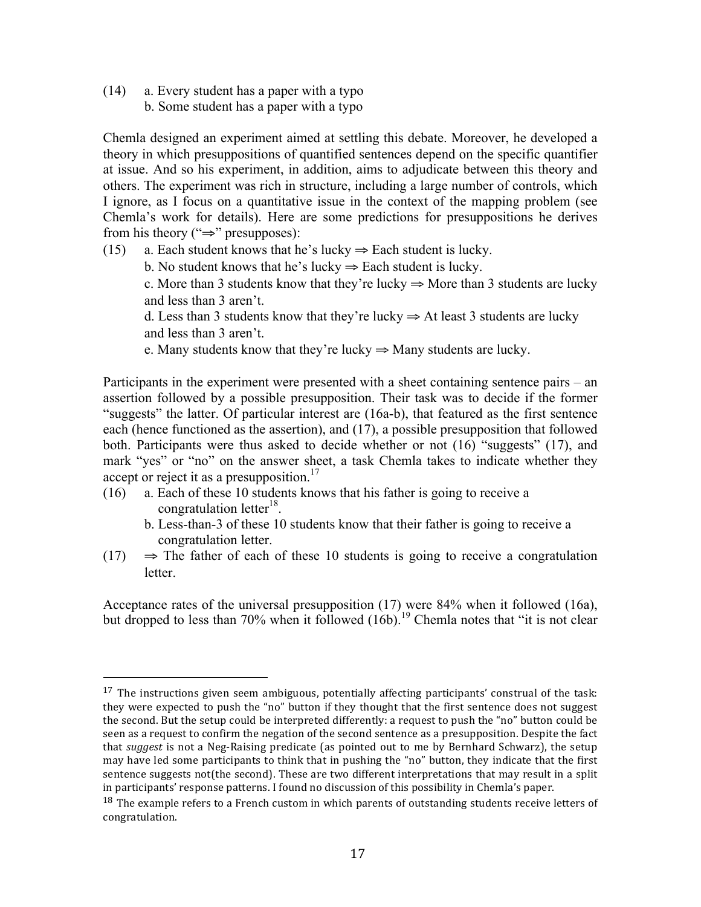(14) a. Every student has a paper with a typo
b. Some student has a paper with a typo

Chemla designed an experiment aimed at settling this debate. Moreover, he developed a theory in which presuppositions of quantified sentences depend on the specific quantifier at issue. And so his experiment, in addition, aims to adjudicate between this theory and others. The experiment was rich in structure, including a large number of controls, which I ignore, as I focus on a quantitative issue in the context of the mapping problem (see Chemla's work for details). Here are some predictions for presuppositions he derives from his theory ("⇒" presupposes):

(15) a. Each student knows that he's lucky ⇒ Each student is lucky.
b. No student knows that he's lucky ⇒ Each student is lucky.
c. More than 3 students know that they're lucky ⇒ More than 3 students are lucky and less than 3 aren't.
d. Less than 3 students know that they're lucky ⇒ At least 3 students are lucky and less than 3 aren't.
e. Many students know that they're lucky ⇒ Many students are lucky.

Participants in the experiment were presented with a sheet containing sentence pairs – an assertion followed by a possible presupposition. Their task was to decide if the former "suggests" the latter. Of particular interest are (16a-b), that featured as the first sentence each (hence functioned as the assertion), and (17), a possible presupposition that followed both. Participants were thus asked to decide whether or not (16) "suggests" (17), and mark "yes" or "no" on the answer sheet, a task Chemla takes to indicate whether they accept or reject it as a presupposition.[17]

(16) a. Each of these 10 students knows that his father is going to receive a congratulation letter[18].
b. Less-than-3 of these 10 students know that their father is going to receive a congratulation letter.

(17) ⇒ The father of each of these 10 students is going to receive a congratulation letter.

Acceptance rates of the universal presupposition (17) were 84% when it followed (16a), but dropped to less than 70% when it followed (16b).[19] Chemla notes that "it is not clear

---

[17] The instructions given seem ambiguous, potentially affecting participants' construal of the task: they were expected to push the "no" button if they thought that the first sentence does not suggest the second. But the setup could be interpreted differently: a request to push the "no" button could be seen as a request to confirm the negation of the second sentence as a presupposition. Despite the fact that *suggest* is not a Neg-Raising predicate (as pointed out to me by Bernhard Schwarz), the setup may have led some participants to think that in pushing the "no" button, they indicate that the first sentence suggests not(the second). These are two different interpretations that may result in a split in participants' response patterns. I found no discussion of this possibility in Chemla's paper.

[18] The example refers to a French custom in which parents of outstanding students receive letters of congratulation.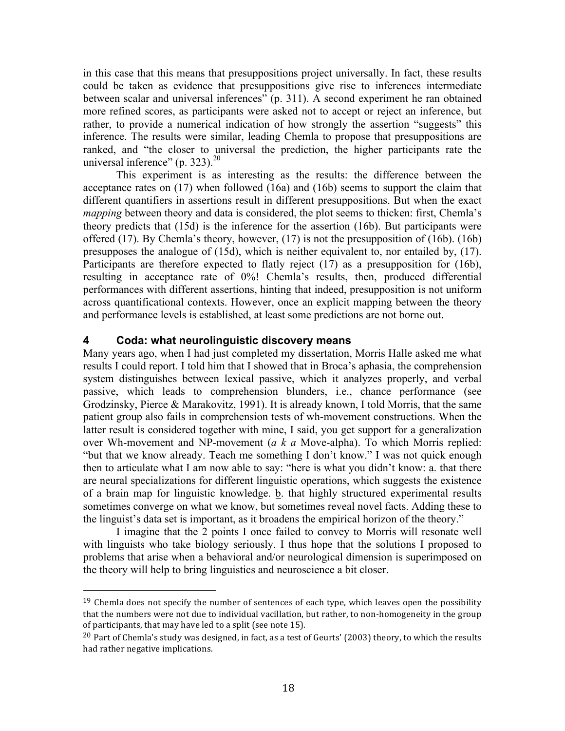in this case that this means that presuppositions project universally. In fact, these results could be taken as evidence that presuppositions give rise to inferences intermediate between scalar and universal inferences" (p. 311). A second experiment he ran obtained more refined scores, as participants were asked not to accept or reject an inference, but rather, to provide a numerical indication of how strongly the assertion "suggests" this inference. The results were similar, leading Chemla to propose that presuppositions are ranked, and "the closer to universal the prediction, the higher participants rate the universal inference" (p. 323).[20]

This experiment is as interesting as the results: the difference between the acceptance rates on (17) when followed (16a) and (16b) seems to support the claim that different quantifiers in assertions result in different presuppositions. But when the exact *mapping* between theory and data is considered, the plot seems to thicken: first, Chemla's theory predicts that (15d) is the inference for the assertion (16b). But participants were offered (17). By Chemla's theory, however, (17) is not the presupposition of (16b). (16b) presupposes the analogue of (15d), which is neither equivalent to, nor entailed by, (17). Participants are therefore expected to flatly reject (17) as a presupposition for (16b), resulting in acceptance rate of 0%! Chemla's results, then, produced differential performances with different assertions, hinting that indeed, presupposition is not uniform across quantificational contexts. However, once an explicit mapping between the theory and performance levels is established, at least some predictions are not borne out.

## 4 Coda: what neurolinguistic discovery means

Many years ago, when I had just completed my dissertation, Morris Halle asked me what results I could report. I told him that I showed that in Broca's aphasia, the comprehension system distinguishes between lexical passive, which it analyzes properly, and verbal passive, which leads to comprehension blunders, i.e., chance performance (see Grodzinsky, Pierce & Marakovitz, 1991). It is already known, I told Morris, that the same patient group also fails in comprehension tests of wh-movement constructions. When the latter result is considered together with mine, I said, you get support for a generalization over Wh-movement and NP-movement (*a k a* Move-alpha). To which Morris replied: "but that we know already. Teach me something I don't know." I was not quick enough then to articulate what I am now able to say: "here is what you didn't know: a. that there are neural specializations for different linguistic operations, which suggests the existence of a brain map for linguistic knowledge. b. that highly structured experimental results sometimes converge on what we know, but sometimes reveal novel facts. Adding these to the linguist's data set is important, as it broadens the empirical horizon of the theory."

I imagine that the 2 points I once failed to convey to Morris will resonate well with linguists who take biology seriously. I thus hope that the solutions I proposed to problems that arise when a behavioral and/or neurological dimension is superimposed on the theory will help to bring linguistics and neuroscience a bit closer.

---

[19] Chemla does not specify the number of sentences of each type, which leaves open the possibility that the numbers were not due to individual vacillation, but rather, to non-homogeneity in the group of participants, that may have led to a split (see note 15).

[20] Part of Chemla's study was designed, in fact, as a test of Geurts' (2003) theory, to which the results had rather negative implications.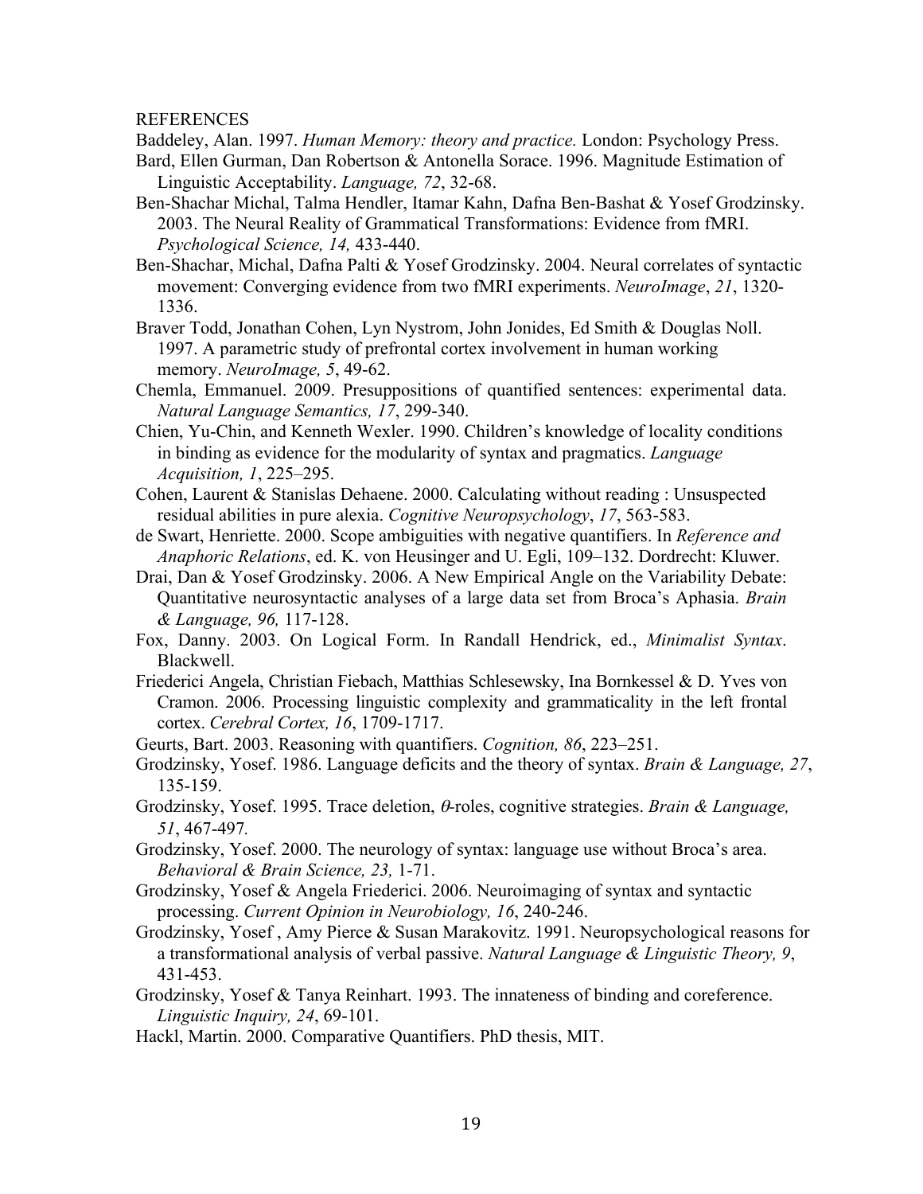REFERENCES

Baddeley, Alan. 1997. *Human Memory: theory and practice.* London: Psychology Press.

Bard, Ellen Gurman, Dan Robertson & Antonella Sorace. 1996. Magnitude Estimation of Linguistic Acceptability. *Language, 72*, 32-68.

Ben-Shachar Michal, Talma Hendler, Itamar Kahn, Dafna Ben-Bashat & Yosef Grodzinsky. 2003. The Neural Reality of Grammatical Transformations: Evidence from fMRI. *Psychological Science, 14,* 433-440.

Ben-Shachar, Michal, Dafna Palti & Yosef Grodzinsky. 2004. Neural correlates of syntactic movement: Converging evidence from two fMRI experiments. *NeuroImage*, *21*, 1320-1336.

Braver Todd, Jonathan Cohen, Lyn Nystrom, John Jonides, Ed Smith & Douglas Noll. 1997. A parametric study of prefrontal cortex involvement in human working memory. *NeuroImage, 5*, 49-62.

Chemla, Emmanuel. 2009. Presuppositions of quantified sentences: experimental data. *Natural Language Semantics, 17*, 299-340.

Chien, Yu-Chin, and Kenneth Wexler. 1990. Children's knowledge of locality conditions in binding as evidence for the modularity of syntax and pragmatics. *Language Acquisition, 1*, 225–295.

Cohen, Laurent & Stanislas Dehaene. 2000. Calculating without reading : Unsuspected residual abilities in pure alexia. *Cognitive Neuropsychology*, *17*, 563-583.

de Swart, Henriette. 2000. Scope ambiguities with negative quantifiers. In *Reference and Anaphoric Relations*, ed. K. von Heusinger and U. Egli, 109–132. Dordrecht: Kluwer.

Drai, Dan & Yosef Grodzinsky. 2006. A New Empirical Angle on the Variability Debate: Quantitative neurosyntactic analyses of a large data set from Broca's Aphasia. *Brain & Language, 96,* 117-128.

Fox, Danny. 2003. On Logical Form. In Randall Hendrick, ed., *Minimalist Syntax*. Blackwell.

Friederici Angela, Christian Fiebach, Matthias Schlesewsky, Ina Bornkessel & D. Yves von Cramon. 2006. Processing linguistic complexity and grammaticality in the left frontal cortex. *Cerebral Cortex, 16*, 1709-1717.

Geurts, Bart. 2003. Reasoning with quantifiers. *Cognition, 86*, 223–251.

Grodzinsky, Yosef. 1986. Language deficits and the theory of syntax. *Brain & Language, 27*, 135-159.

Grodzinsky, Yosef. 1995. Trace deletion, *θ*-roles, cognitive strategies. *Brain & Language, 51*, 467-497*.*

Grodzinsky, Yosef. 2000. The neurology of syntax: language use without Broca's area. *Behavioral & Brain Science, 23,* 1-71.

Grodzinsky, Yosef & Angela Friederici. 2006. Neuroimaging of syntax and syntactic processing. *Current Opinion in Neurobiology, 16*, 240-246.

Grodzinsky, Yosef , Amy Pierce & Susan Marakovitz. 1991. Neuropsychological reasons for a transformational analysis of verbal passive. *Natural Language & Linguistic Theory, 9*, 431-453.

Grodzinsky, Yosef & Tanya Reinhart. 1993. The innateness of binding and coreference. *Linguistic Inquiry, 24*, 69-101.

Hackl, Martin. 2000. Comparative Quantifiers. PhD thesis, MIT.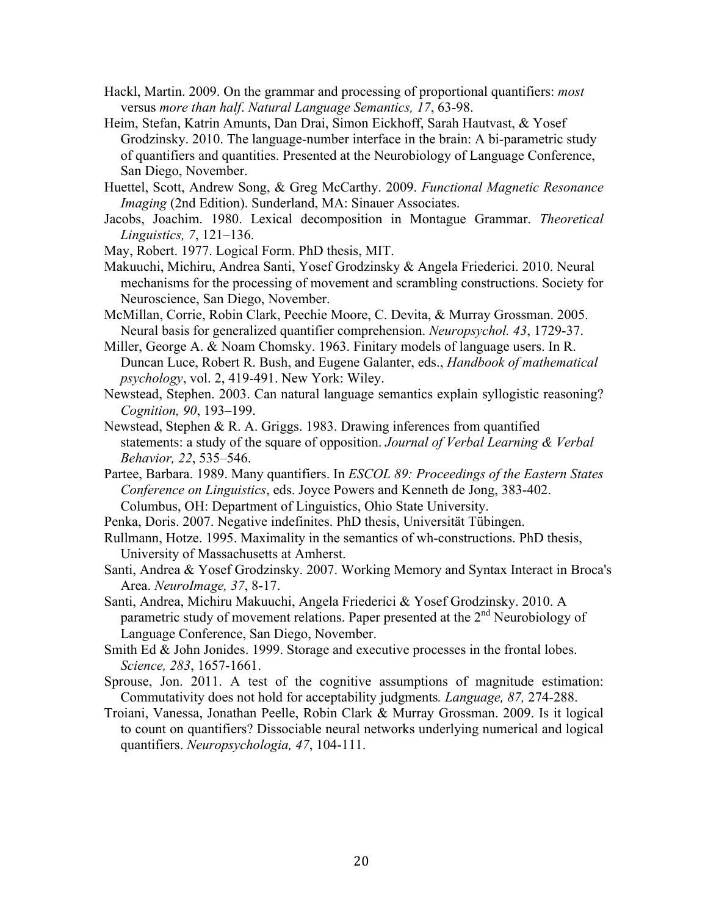Hackl, Martin. 2009. On the grammar and processing of proportional quantifiers: *most* versus *more than half*. *Natural Language Semantics, 17*, 63-98.

Heim, Stefan, Katrin Amunts, Dan Drai, Simon Eickhoff, Sarah Hautvast, & Yosef Grodzinsky. 2010. The language-number interface in the brain: A bi-parametric study of quantifiers and quantities. Presented at the Neurobiology of Language Conference, San Diego, November.

Huettel, Scott, Andrew Song, & Greg McCarthy. 2009. *Functional Magnetic Resonance Imaging* (2nd Edition). Sunderland, MA: Sinauer Associates.

Jacobs, Joachim. 1980. Lexical decomposition in Montague Grammar. *Theoretical Linguistics, 7*, 121–136.

May, Robert. 1977. Logical Form. PhD thesis, MIT.

Makuuchi, Michiru, Andrea Santi, Yosef Grodzinsky & Angela Friederici. 2010. Neural mechanisms for the processing of movement and scrambling constructions. Society for Neuroscience, San Diego, November.

McMillan, Corrie, Robin Clark, Peechie Moore, C. Devita, & Murray Grossman. 2005. Neural basis for generalized quantifier comprehension. *Neuropsychol. 43*, 1729-37.

Miller, George A. & Noam Chomsky. 1963. Finitary models of language users. In R. Duncan Luce, Robert R. Bush, and Eugene Galanter, eds., *Handbook of mathematical psychology*, vol. 2, 419-491. New York: Wiley.

Newstead, Stephen. 2003. Can natural language semantics explain syllogistic reasoning? *Cognition, 90*, 193–199.

Newstead, Stephen & R. A. Griggs. 1983. Drawing inferences from quantified statements: a study of the square of opposition. *Journal of Verbal Learning & Verbal Behavior, 22*, 535–546.

Partee, Barbara. 1989. Many quantifiers. In *ESCOL 89: Proceedings of the Eastern States Conference on Linguistics*, eds. Joyce Powers and Kenneth de Jong, 383-402. Columbus, OH: Department of Linguistics, Ohio State University.

Penka, Doris. 2007. Negative indefinites. PhD thesis, Universität Tübingen.

Rullmann, Hotze. 1995. Maximality in the semantics of wh-constructions. PhD thesis, University of Massachusetts at Amherst.

Santi, Andrea & Yosef Grodzinsky. 2007. Working Memory and Syntax Interact in Broca's Area. *NeuroImage, 37*, 8-17.

Santi, Andrea, Michiru Makuuchi, Angela Friederici & Yosef Grodzinsky. 2010. A parametric study of movement relations. Paper presented at the 2nd Neurobiology of Language Conference, San Diego, November.

Smith Ed & John Jonides. 1999. Storage and executive processes in the frontal lobes. *Science, 283*, 1657-1661.

Sprouse, Jon. 2011. A test of the cognitive assumptions of magnitude estimation: Commutativity does not hold for acceptability judgments*. Language, 87,* 274-288.

Troiani, Vanessa, Jonathan Peelle, Robin Clark & Murray Grossman. 2009. Is it logical to count on quantifiers? Dissociable neural networks underlying numerical and logical quantifiers. *Neuropsychologia, 47*, 104-111.